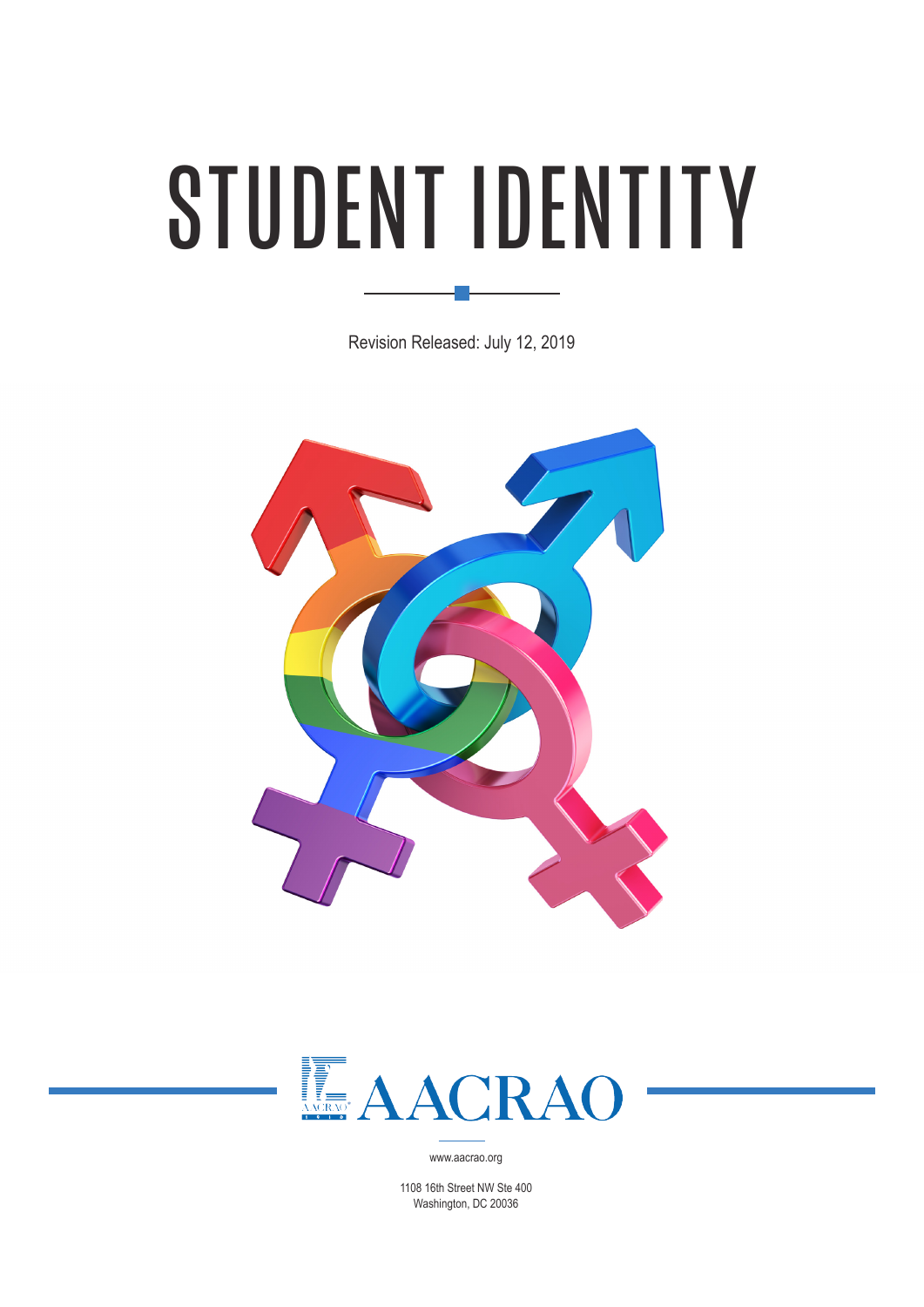# STUDENT IDENTITY

Revision Released: July 12, 2019

AACRAO

www.aacrao.org

1108 16th Street NW Ste 400
Washington, DC 20036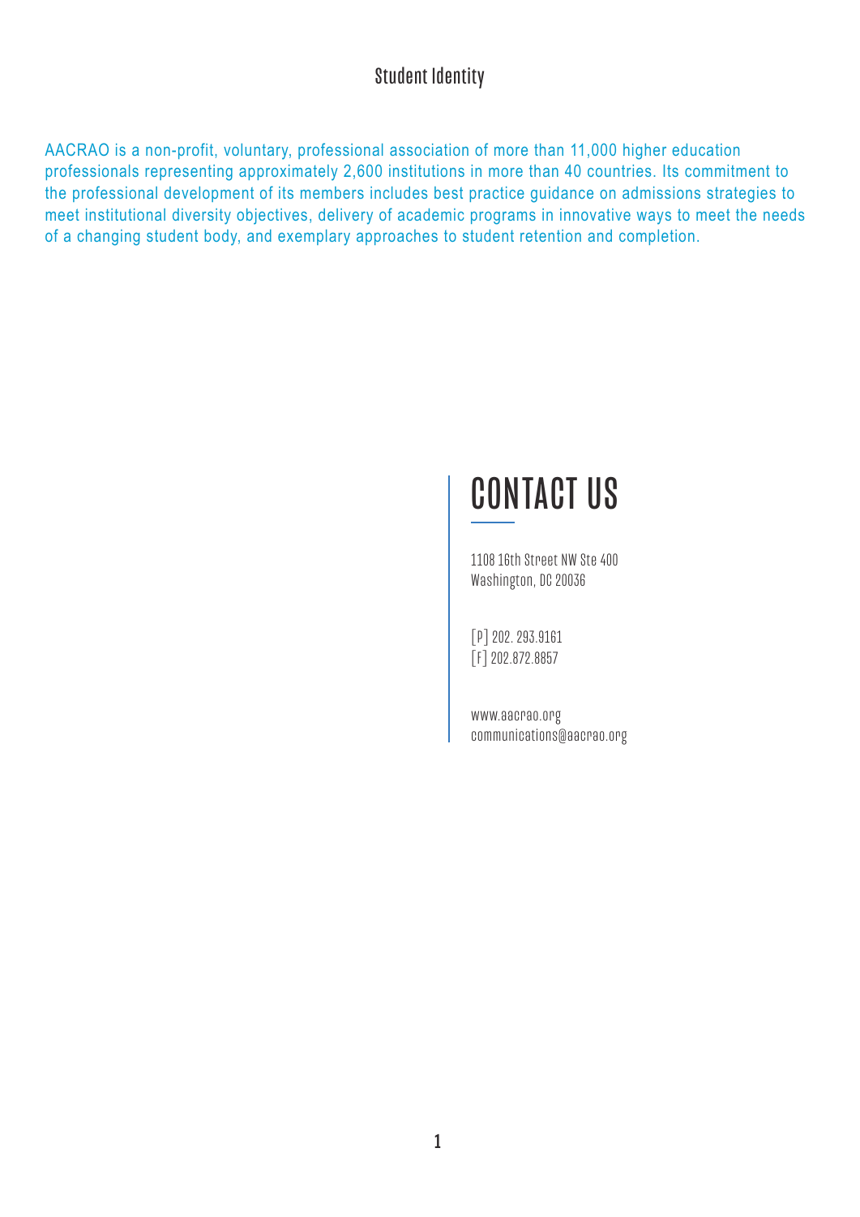AACRAO is a non-profit, voluntary, professional association of more than 11,000 higher education professionals representing approximately 2,600 institutions in more than 40 countries. Its commitment to the professional development of its members includes best practice guidance on admissions strategies to meet institutional diversity objectives, delivery of academic programs in innovative ways to meet the needs of a changing student body, and exemplary approaches to student retention and completion.

# CONTACT US

1108 16th Street NW Ste 400
Washington, DC 20036

[P] 202. 293.9161
[F] 202.872.8857

www.aacrao.org
communications@aacrao.org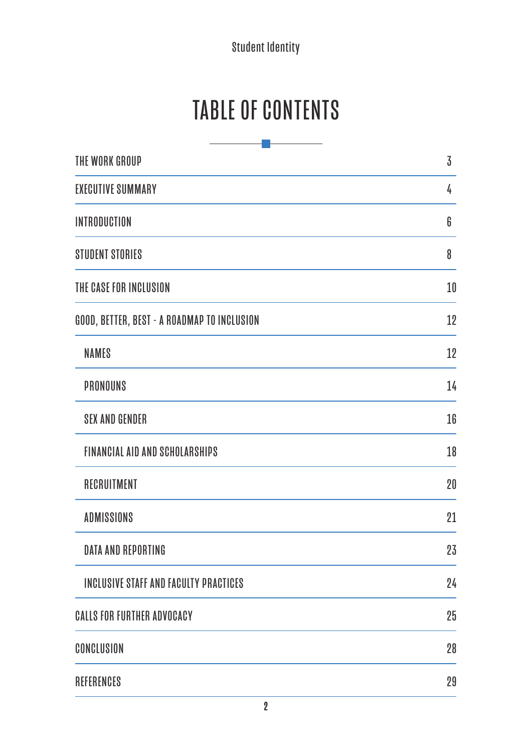# TABLE OF CONTENTS

| | |
|---|---|
| THE WORK GROUP | 3 |
| EXECUTIVE SUMMARY | 4 |
| INTRODUCTION | 6 |
| STUDENT STORIES | 8 |
| THE CASE FOR INCLUSION | 10 |
| GOOD, BETTER, BEST - A ROADMAP TO INCLUSION | 12 |
| NAMES | 12 |
| PRONOUNS | 14 |
| SEX AND GENDER | 16 |
| FINANCIAL AID AND SCHOLARSHIPS | 18 |
| RECRUITMENT | 20 |
| ADMISSIONS | 21 |
| DATA AND REPORTING | 23 |
| INCLUSIVE STAFF AND FACULTY PRACTICES | 24 |
| CALLS FOR FURTHER ADVOCACY | 25 |
| CONCLUSION | 28 |
| REFERENCES | 29 |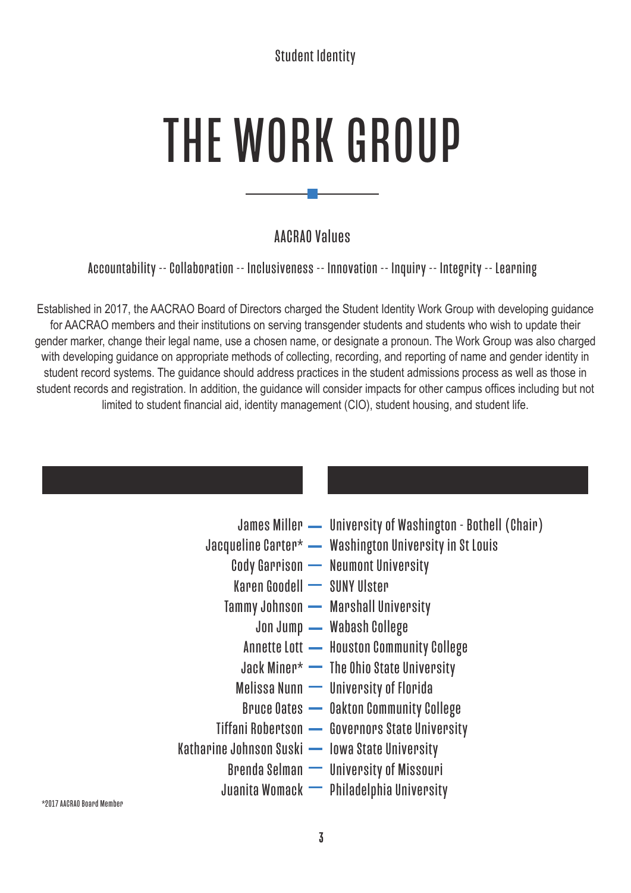Student Identity

# THE WORK GROUP

## AACRAO Values

Accountability -- Collaboration -- Inclusiveness -- Innovation -- Inquiry -- Integrity -- Learning

Established in 2017, the AACRAO Board of Directors charged the Student Identity Work Group with developing guidance for AACRAO members and their institutions on serving transgender students and students who wish to update their gender marker, change their legal name, use a chosen name, or designate a pronoun. The Work Group was also charged with developing guidance on appropriate methods of collecting, recording, and reporting of name and gender identity in student record systems. The guidance should address practices in the student admissions process as well as those in student records and registration. In addition, the guidance will consider impacts for other campus offices including but not limited to student financial aid, identity management (CIO), student housing, and student life.

| | |
|---|---|
| James Miller | University of Washington - Bothell (Chair) |
| Jacqueline Carter* | Washington University in St Louis |
| Cody Garrison | Neumont University |
| Karen Goodell | SUNY Ulster |
| Tammy Johnson | Marshall University |
| Jon Jump | Wabash College |
| Annette Lott | Houston Community College |
| Jack Miner* | The Ohio State University |
| Melissa Nunn | University of Florida |
| Bruce Oates | Oakton Community College |
| Tiffani Robertson | Governors State University |
| Katharine Johnson Suski | Iowa State University |
| Brenda Selman | University of Missouri |
| Juanita Womack | Philadelphia University |

*2017 AACRAO Board Member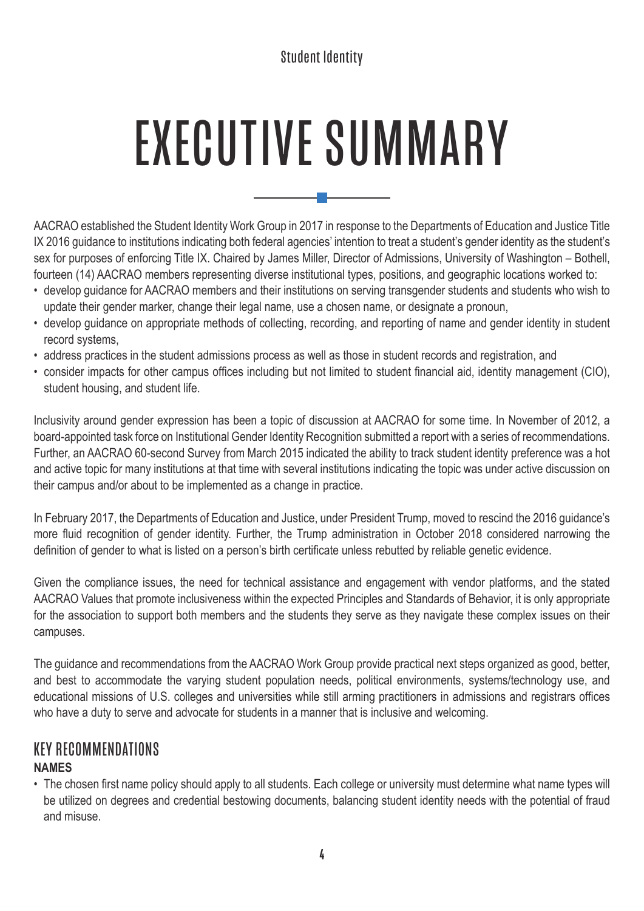# EXECUTIVE SUMMARY

AACRAO established the Student Identity Work Group in 2017 in response to the Departments of Education and Justice Title IX 2016 guidance to institutions indicating both federal agencies' intention to treat a student's gender identity as the student's sex for purposes of enforcing Title IX. Chaired by James Miller, Director of Admissions, University of Washington – Bothell, fourteen (14) AACRAO members representing diverse institutional types, positions, and geographic locations worked to:

- develop guidance for AACRAO members and their institutions on serving transgender students and students who wish to update their gender marker, change their legal name, use a chosen name, or designate a pronoun,
- develop guidance on appropriate methods of collecting, recording, and reporting of name and gender identity in student record systems,
- address practices in the student admissions process as well as those in student records and registration, and
- consider impacts for other campus offices including but not limited to student financial aid, identity management (CIO), student housing, and student life.

Inclusivity around gender expression has been a topic of discussion at AACRAO for some time. In November of 2012, a board-appointed task force on Institutional Gender Identity Recognition submitted a report with a series of recommendations. Further, an AACRAO 60-second Survey from March 2015 indicated the ability to track student identity preference was a hot and active topic for many institutions at that time with several institutions indicating the topic was under active discussion on their campus and/or about to be implemented as a change in practice.

In February 2017, the Departments of Education and Justice, under President Trump, moved to rescind the 2016 guidance's more fluid recognition of gender identity. Further, the Trump administration in October 2018 considered narrowing the definition of gender to what is listed on a person's birth certificate unless rebutted by reliable genetic evidence.

Given the compliance issues, the need for technical assistance and engagement with vendor platforms, and the stated AACRAO Values that promote inclusiveness within the expected Principles and Standards of Behavior, it is only appropriate for the association to support both members and the students they serve as they navigate these complex issues on their campuses.

The guidance and recommendations from the AACRAO Work Group provide practical next steps organized as good, better, and best to accommodate the varying student population needs, political environments, systems/technology use, and educational missions of U.S. colleges and universities while still arming practitioners in admissions and registrars offices who have a duty to serve and advocate for students in a manner that is inclusive and welcoming.

## KEY RECOMMENDATIONS

**NAMES**

- The chosen first name policy should apply to all students. Each college or university must determine what name types will be utilized on degrees and credential bestowing documents, balancing student identity needs with the potential of fraud and misuse.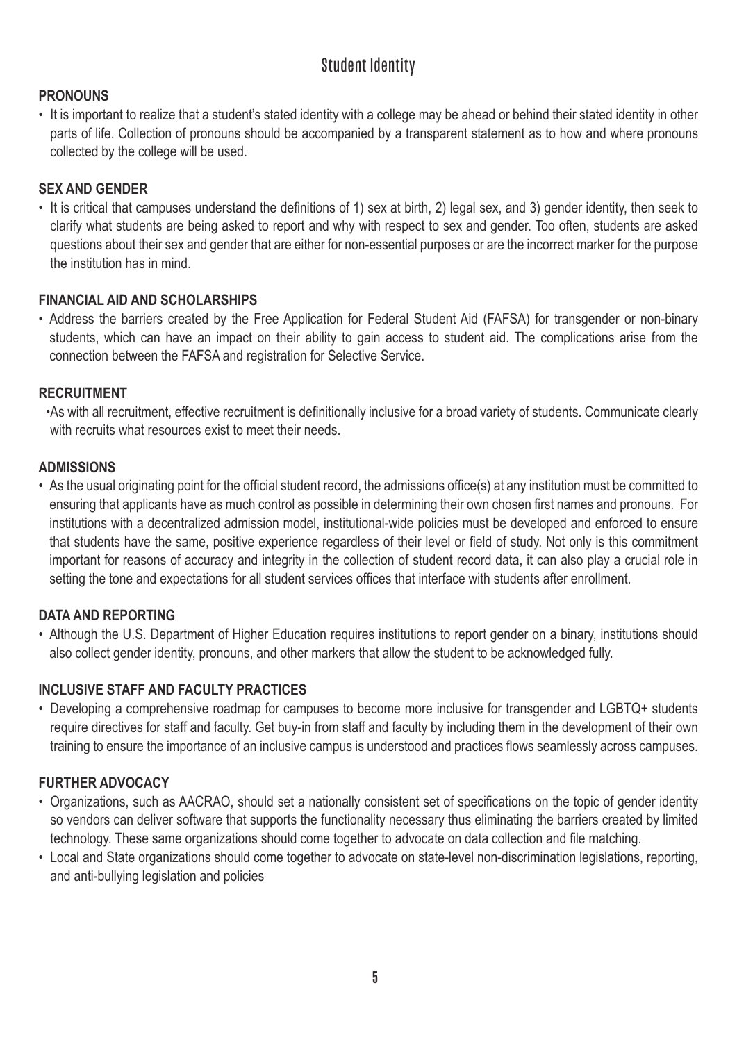# Student Identity

### PRONOUNS

- It is important to realize that a student's stated identity with a college may be ahead or behind their stated identity in other parts of life. Collection of pronouns should be accompanied by a transparent statement as to how and where pronouns collected by the college will be used.

### SEX AND GENDER

- It is critical that campuses understand the definitions of 1) sex at birth, 2) legal sex, and 3) gender identity, then seek to clarify what students are being asked to report and why with respect to sex and gender. Too often, students are asked questions about their sex and gender that are either for non-essential purposes or are the incorrect marker for the purpose the institution has in mind.

### FINANCIAL AID AND SCHOLARSHIPS

- Address the barriers created by the Free Application for Federal Student Aid (FAFSA) for transgender or non-binary students, which can have an impact on their ability to gain access to student aid. The complications arise from the connection between the FAFSA and registration for Selective Service.

### RECRUITMENT

- As with all recruitment, effective recruitment is definitionally inclusive for a broad variety of students. Communicate clearly with recruits what resources exist to meet their needs.

### ADMISSIONS

- As the usual originating point for the official student record, the admissions office(s) at any institution must be committed to ensuring that applicants have as much control as possible in determining their own chosen first names and pronouns. For institutions with a decentralized admission model, institutional-wide policies must be developed and enforced to ensure that students have the same, positive experience regardless of their level or field of study. Not only is this commitment important for reasons of accuracy and integrity in the collection of student record data, it can also play a crucial role in setting the tone and expectations for all student services offices that interface with students after enrollment.

### DATA AND REPORTING

- Although the U.S. Department of Higher Education requires institutions to report gender on a binary, institutions should also collect gender identity, pronouns, and other markers that allow the student to be acknowledged fully.

### INCLUSIVE STAFF AND FACULTY PRACTICES

- Developing a comprehensive roadmap for campuses to become more inclusive for transgender and LGBTQ+ students require directives for staff and faculty. Get buy-in from staff and faculty by including them in the development of their own training to ensure the importance of an inclusive campus is understood and practices flows seamlessly across campuses.

### FURTHER ADVOCACY

- Organizations, such as AACRAO, should set a nationally consistent set of specifications on the topic of gender identity so vendors can deliver software that supports the functionality necessary thus eliminating the barriers created by limited technology. These same organizations should come together to advocate on data collection and file matching.
- Local and State organizations should come together to advocate on state-level non-discrimination legislations, reporting, and anti-bullying legislation and policies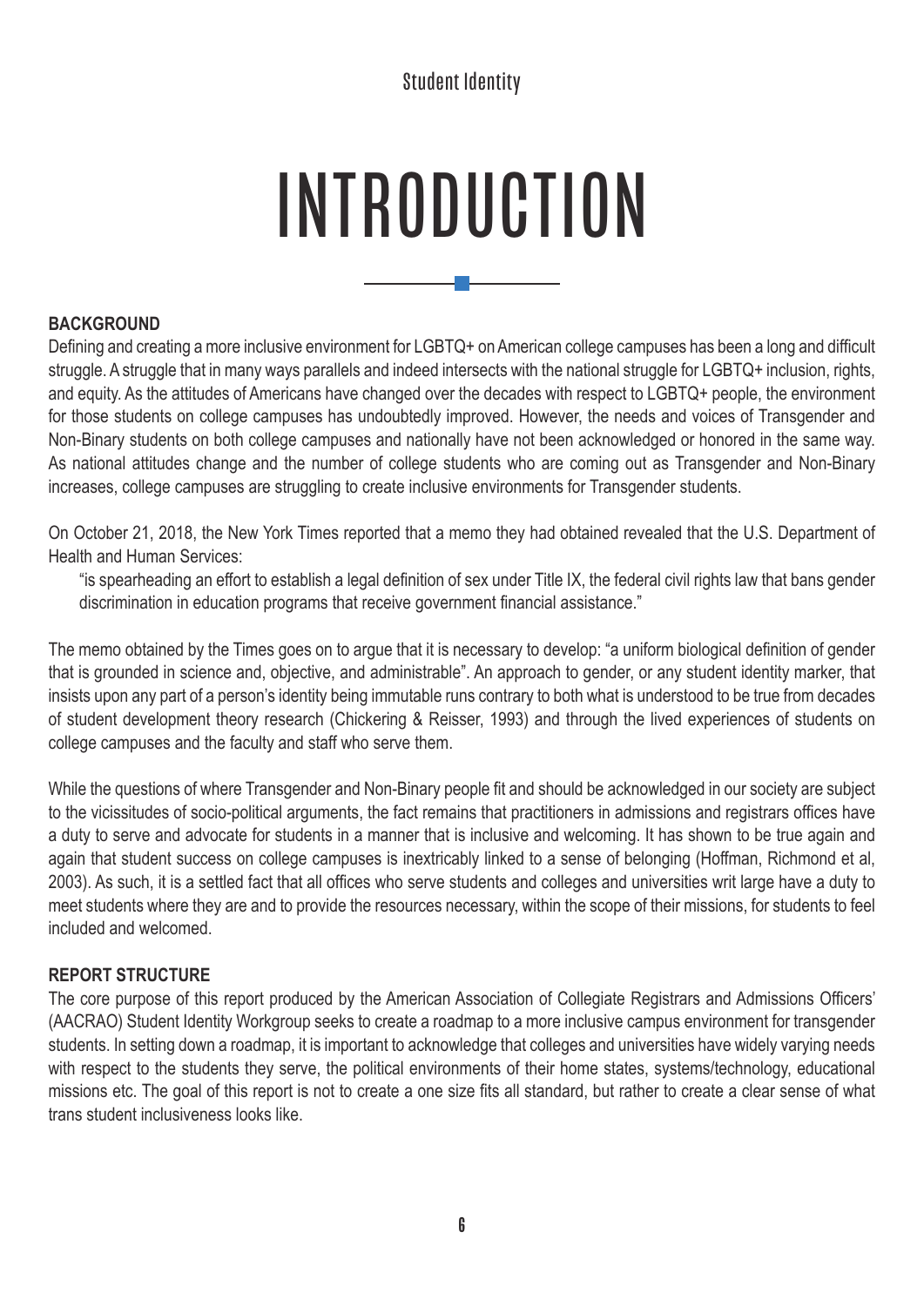# INTRODUCTION

## BACKGROUND

Defining and creating a more inclusive environment for LGBTQ+ on American college campuses has been a long and difficult struggle. A struggle that in many ways parallels and indeed intersects with the national struggle for LGBTQ+ inclusion, rights, and equity. As the attitudes of Americans have changed over the decades with respect to LGBTQ+ people, the environment for those students on college campuses has undoubtedly improved. However, the needs and voices of Transgender and Non-Binary students on both college campuses and nationally have not been acknowledged or honored in the same way. As national attitudes change and the number of college students who are coming out as Transgender and Non-Binary increases, college campuses are struggling to create inclusive environments for Transgender students.

On October 21, 2018, the New York Times reported that a memo they had obtained revealed that the U.S. Department of Health and Human Services:

> "is spearheading an effort to establish a legal definition of sex under Title IX, the federal civil rights law that bans gender discrimination in education programs that receive government financial assistance."

The memo obtained by the Times goes on to argue that it is necessary to develop: "a uniform biological definition of gender that is grounded in science and, objective, and administrable". An approach to gender, or any student identity marker, that insists upon any part of a person's identity being immutable runs contrary to both what is understood to be true from decades of student development theory research (Chickering & Reisser, 1993) and through the lived experiences of students on college campuses and the faculty and staff who serve them.

While the questions of where Transgender and Non-Binary people fit and should be acknowledged in our society are subject to the vicissitudes of socio-political arguments, the fact remains that practitioners in admissions and registrars offices have a duty to serve and advocate for students in a manner that is inclusive and welcoming. It has shown to be true again and again that student success on college campuses is inextricably linked to a sense of belonging (Hoffman, Richmond et al, 2003). As such, it is a settled fact that all offices who serve students and colleges and universities writ large have a duty to meet students where they are and to provide the resources necessary, within the scope of their missions, for students to feel included and welcomed.

## REPORT STRUCTURE

The core purpose of this report produced by the American Association of Collegiate Registrars and Admissions Officers' (AACRAO) Student Identity Workgroup seeks to create a roadmap to a more inclusive campus environment for transgender students. In setting down a roadmap, it is important to acknowledge that colleges and universities have widely varying needs with respect to the students they serve, the political environments of their home states, systems/technology, educational missions etc. The goal of this report is not to create a one size fits all standard, but rather to create a clear sense of what trans student inclusiveness looks like.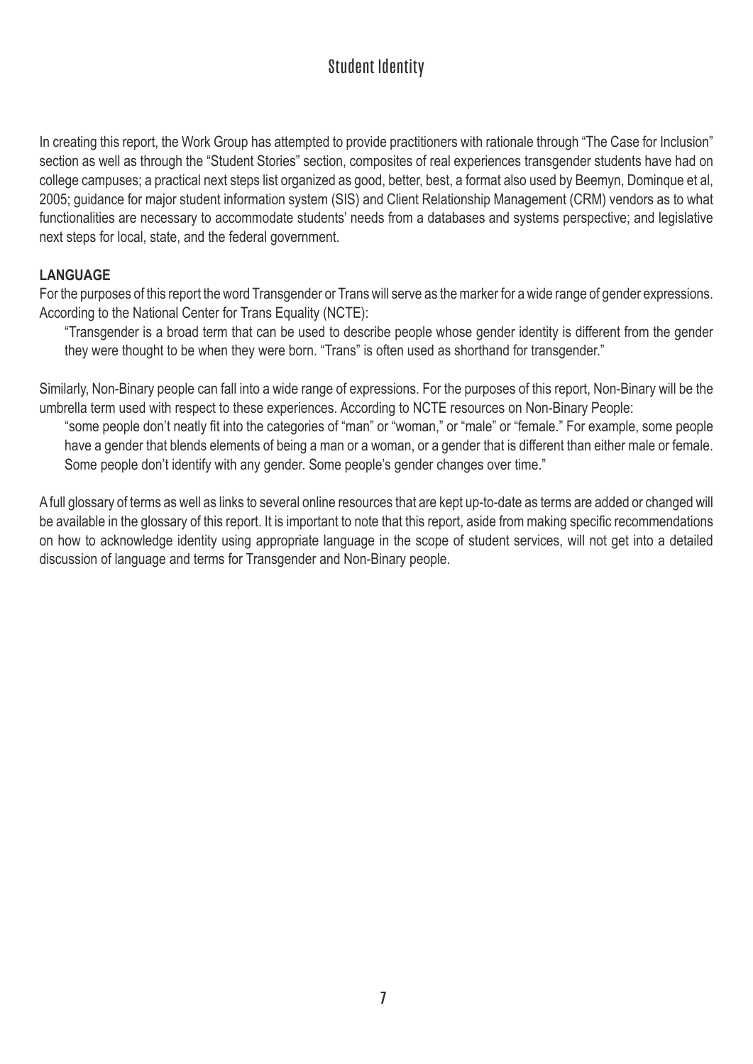# Student Identity

In creating this report, the Work Group has attempted to provide practitioners with rationale through "The Case for Inclusion" section as well as through the "Student Stories" section, composites of real experiences transgender students have had on college campuses; a practical next steps list organized as good, better, best, a format also used by Beemyn, Dominque et al, 2005; guidance for major student information system (SIS) and Client Relationship Management (CRM) vendors as to what functionalities are necessary to accommodate students' needs from a databases and systems perspective; and legislative next steps for local, state, and the federal government.

**LANGUAGE**

For the purposes of this report the word Transgender or Trans will serve as the marker for a wide range of gender expressions. According to the National Center for Trans Equality (NCTE):

> "Transgender is a broad term that can be used to describe people whose gender identity is different from the gender they were thought to be when they were born. "Trans" is often used as shorthand for transgender."

Similarly, Non-Binary people can fall into a wide range of expressions. For the purposes of this report, Non-Binary will be the umbrella term used with respect to these experiences. According to NCTE resources on Non-Binary People:

> "some people don't neatly fit into the categories of "man" or "woman," or "male" or "female." For example, some people have a gender that blends elements of being a man or a woman, or a gender that is different than either male or female. Some people don't identify with any gender. Some people's gender changes over time."

A full glossary of terms as well as links to several online resources that are kept up-to-date as terms are added or changed will be available in the glossary of this report. It is important to note that this report, aside from making specific recommendations on how to acknowledge identity using appropriate language in the scope of student services, will not get into a detailed discussion of language and terms for Transgender and Non-Binary people.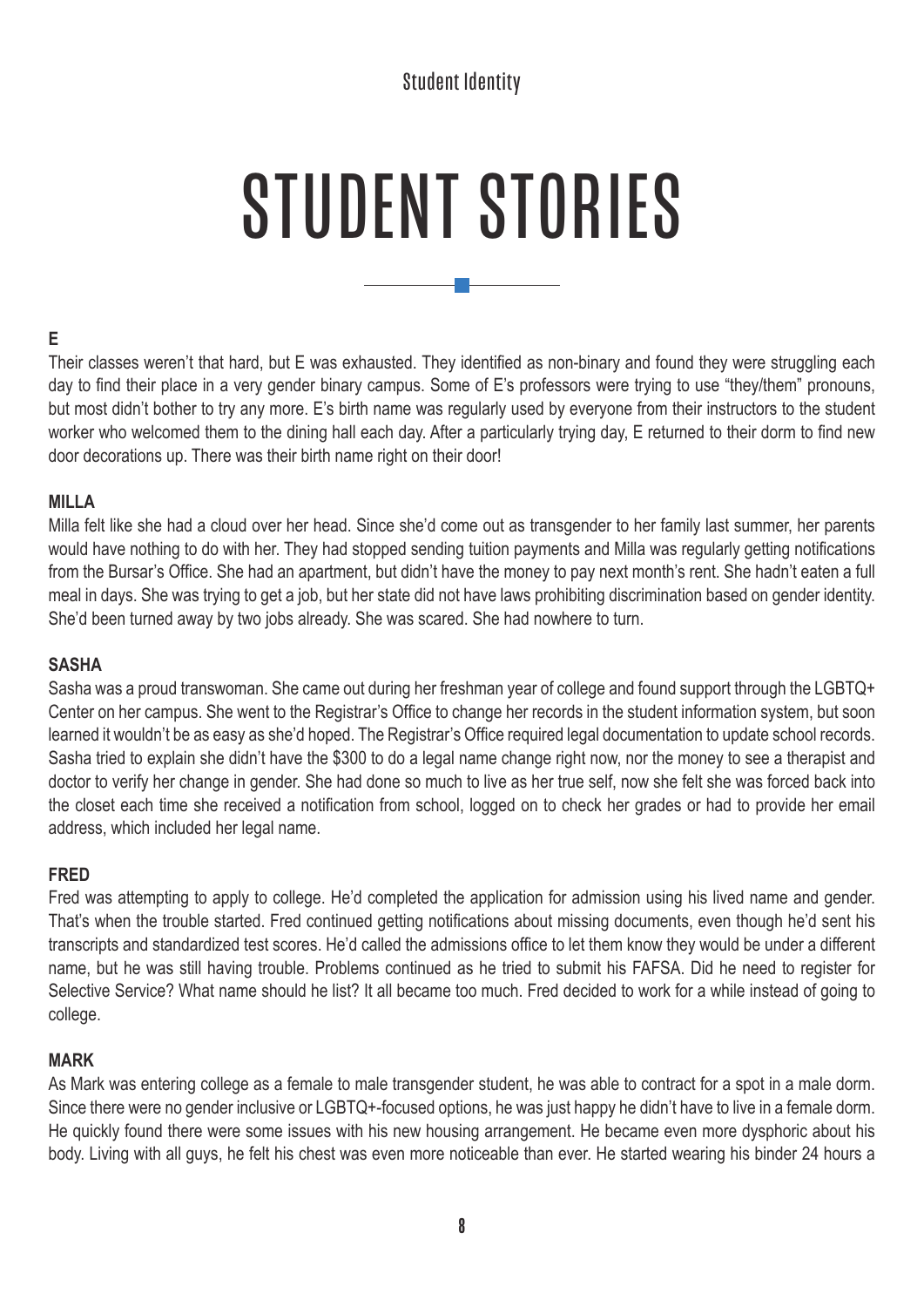# STUDENT STORIES

### E

Their classes weren't that hard, but E was exhausted. They identified as non-binary and found they were struggling each day to find their place in a very gender binary campus. Some of E's professors were trying to use "they/them" pronouns, but most didn't bother to try any more. E's birth name was regularly used by everyone from their instructors to the student worker who welcomed them to the dining hall each day. After a particularly trying day, E returned to their dorm to find new door decorations up. There was their birth name right on their door!

### MILLA

Milla felt like she had a cloud over her head. Since she'd come out as transgender to her family last summer, her parents would have nothing to do with her. They had stopped sending tuition payments and Milla was regularly getting notifications from the Bursar's Office. She had an apartment, but didn't have the money to pay next month's rent. She hadn't eaten a full meal in days. She was trying to get a job, but her state did not have laws prohibiting discrimination based on gender identity. She'd been turned away by two jobs already. She was scared. She had nowhere to turn.

### SASHA

Sasha was a proud transwoman. She came out during her freshman year of college and found support through the LGBTQ+ Center on her campus. She went to the Registrar's Office to change her records in the student information system, but soon learned it wouldn't be as easy as she'd hoped. The Registrar's Office required legal documentation to update school records. Sasha tried to explain she didn't have the $300 to do a legal name change right now, nor the money to see a therapist and doctor to verify her change in gender. She had done so much to live as her true self, now she felt she was forced back into the closet each time she received a notification from school, logged on to check her grades or had to provide her email address, which included her legal name.

### FRED

Fred was attempting to apply to college. He'd completed the application for admission using his lived name and gender. That's when the trouble started. Fred continued getting notifications about missing documents, even though he'd sent his transcripts and standardized test scores. He'd called the admissions office to let them know they would be under a different name, but he was still having trouble. Problems continued as he tried to submit his FAFSA. Did he need to register for Selective Service? What name should he list? It all became too much. Fred decided to work for a while instead of going to college.

### MARK

As Mark was entering college as a female to male transgender student, he was able to contract for a spot in a male dorm. Since there were no gender inclusive or LGBTQ+-focused options, he was just happy he didn't have to live in a female dorm. He quickly found there were some issues with his new housing arrangement. He became even more dysphoric about his body. Living with all guys, he felt his chest was even more noticeable than ever. He started wearing his binder 24 hours a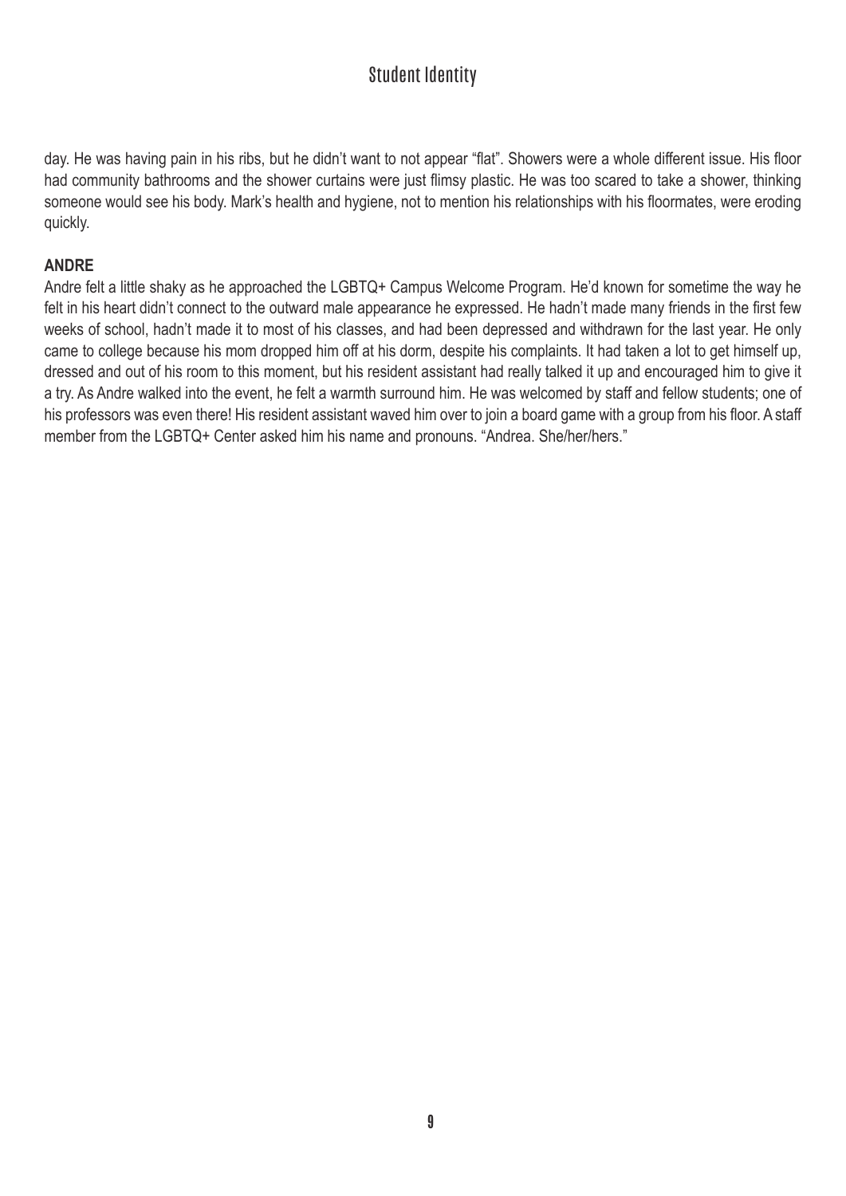day. He was having pain in his ribs, but he didn't want to not appear "flat". Showers were a whole different issue. His floor had community bathrooms and the shower curtains were just flimsy plastic. He was too scared to take a shower, thinking someone would see his body. Mark's health and hygiene, not to mention his relationships with his floormates, were eroding quickly.

**ANDRE**

Andre felt a little shaky as he approached the LGBTQ+ Campus Welcome Program. He'd known for sometime the way he felt in his heart didn't connect to the outward male appearance he expressed. He hadn't made many friends in the first few weeks of school, hadn't made it to most of his classes, and had been depressed and withdrawn for the last year. He only came to college because his mom dropped him off at his dorm, despite his complaints. It had taken a lot to get himself up, dressed and out of his room to this moment, but his resident assistant had really talked it up and encouraged him to give it a try. As Andre walked into the event, he felt a warmth surround him. He was welcomed by staff and fellow students; one of his professors was even there! His resident assistant waved him over to join a board game with a group from his floor. A staff member from the LGBTQ+ Center asked him his name and pronouns. "Andrea. She/her/hers."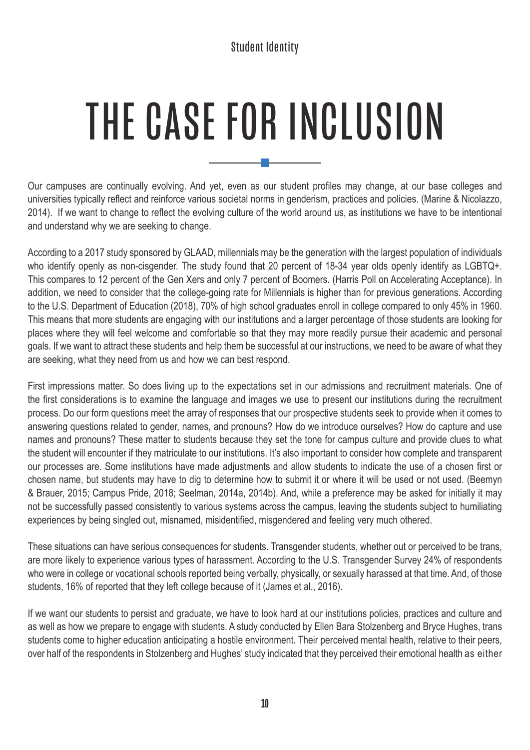# THE CASE FOR INCLUSION

Our campuses are continually evolving. And yet, even as our student profiles may change, at our base colleges and universities typically reflect and reinforce various societal norms in genderism, practices and policies. (Marine & Nicolazzo, 2014). If we want to change to reflect the evolving culture of the world around us, as institutions we have to be intentional and understand why we are seeking to change.

According to a 2017 study sponsored by GLAAD, millennials may be the generation with the largest population of individuals who identify openly as non-cisgender. The study found that 20 percent of 18-34 year olds openly identify as LGBTQ+. This compares to 12 percent of the Gen Xers and only 7 percent of Boomers. (Harris Poll on Accelerating Acceptance). In addition, we need to consider that the college-going rate for Millennials is higher than for previous generations. According to the U.S. Department of Education (2018), 70% of high school graduates enroll in college compared to only 45% in 1960. This means that more students are engaging with our institutions and a larger percentage of those students are looking for places where they will feel welcome and comfortable so that they may more readily pursue their academic and personal goals. If we want to attract these students and help them be successful at our instructions, we need to be aware of what they are seeking, what they need from us and how we can best respond.

First impressions matter. So does living up to the expectations set in our admissions and recruitment materials. One of the first considerations is to examine the language and images we use to present our institutions during the recruitment process. Do our form questions meet the array of responses that our prospective students seek to provide when it comes to answering questions related to gender, names, and pronouns? How do we introduce ourselves? How do capture and use names and pronouns? These matter to students because they set the tone for campus culture and provide clues to what the student will encounter if they matriculate to our institutions. It's also important to consider how complete and transparent our processes are. Some institutions have made adjustments and allow students to indicate the use of a chosen first or chosen name, but students may have to dig to determine how to submit it or where it will be used or not used. (Beemyn & Brauer, 2015; Campus Pride, 2018; Seelman, 2014a, 2014b). And, while a preference may be asked for initially it may not be successfully passed consistently to various systems across the campus, leaving the students subject to humiliating experiences by being singled out, misnamed, misidentified, misgendered and feeling very much othered.

These situations can have serious consequences for students. Transgender students, whether out or perceived to be trans, are more likely to experience various types of harassment. According to the U.S. Transgender Survey 24% of respondents who were in college or vocational schools reported being verbally, physically, or sexually harassed at that time. And, of those students, 16% of reported that they left college because of it (James et al., 2016).

If we want our students to persist and graduate, we have to look hard at our institutions policies, practices and culture and as well as how we prepare to engage with students. A study conducted by Ellen Bara Stolzenberg and Bryce Hughes, trans students come to higher education anticipating a hostile environment. Their perceived mental health, relative to their peers, over half of the respondents in Stolzenberg and Hughes' study indicated that they perceived their emotional health as either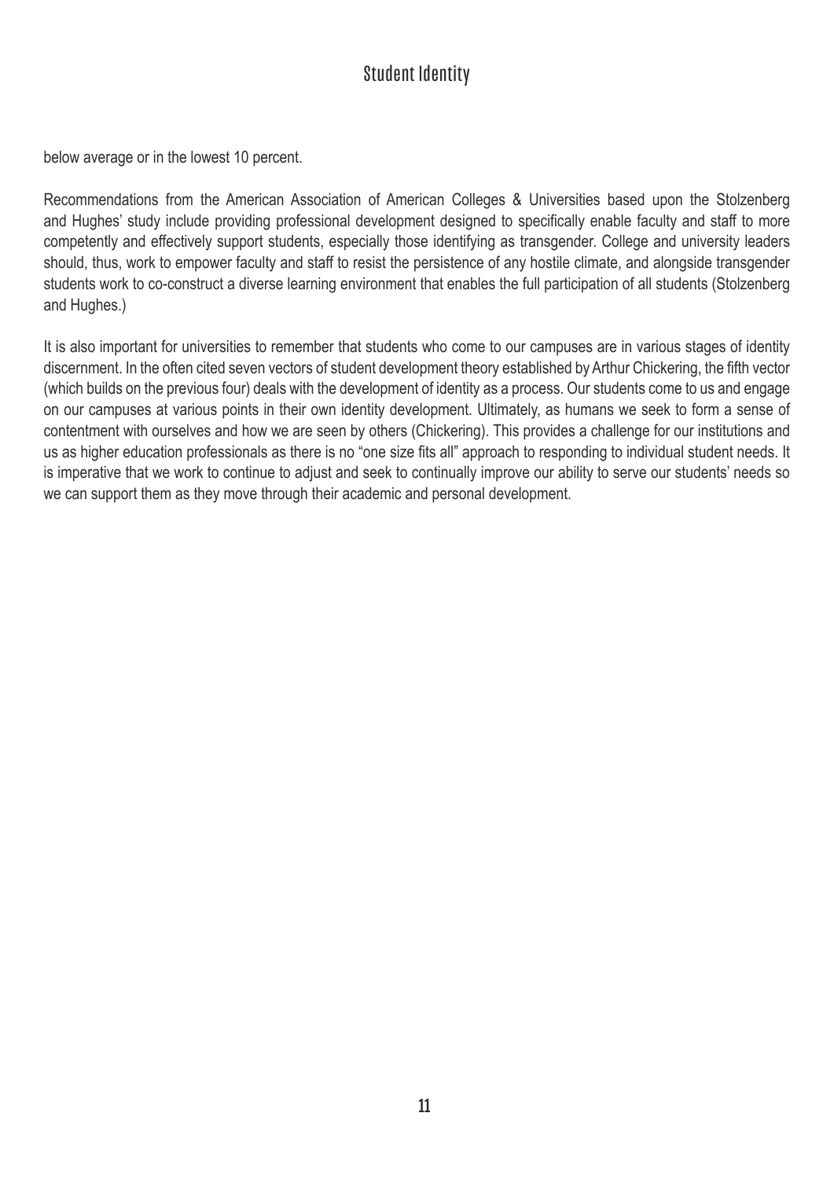below average or in the lowest 10 percent.

Recommendations from the American Association of American Colleges & Universities based upon the Stolzenberg and Hughes' study include providing professional development designed to specifically enable faculty and staff to more competently and effectively support students, especially those identifying as transgender. College and university leaders should, thus, work to empower faculty and staff to resist the persistence of any hostile climate, and alongside transgender students work to co-construct a diverse learning environment that enables the full participation of all students (Stolzenberg and Hughes.)

It is also important for universities to remember that students who come to our campuses are in various stages of identity discernment. In the often cited seven vectors of student development theory established by Arthur Chickering, the fifth vector (which builds on the previous four) deals with the development of identity as a process. Our students come to us and engage on our campuses at various points in their own identity development. Ultimately, as humans we seek to form a sense of contentment with ourselves and how we are seen by others (Chickering). This provides a challenge for our institutions and us as higher education professionals as there is no "one size fits all" approach to responding to individual student needs. It is imperative that we work to continue to adjust and seek to continually improve our ability to serve our students' needs so we can support them as they move through their academic and personal development.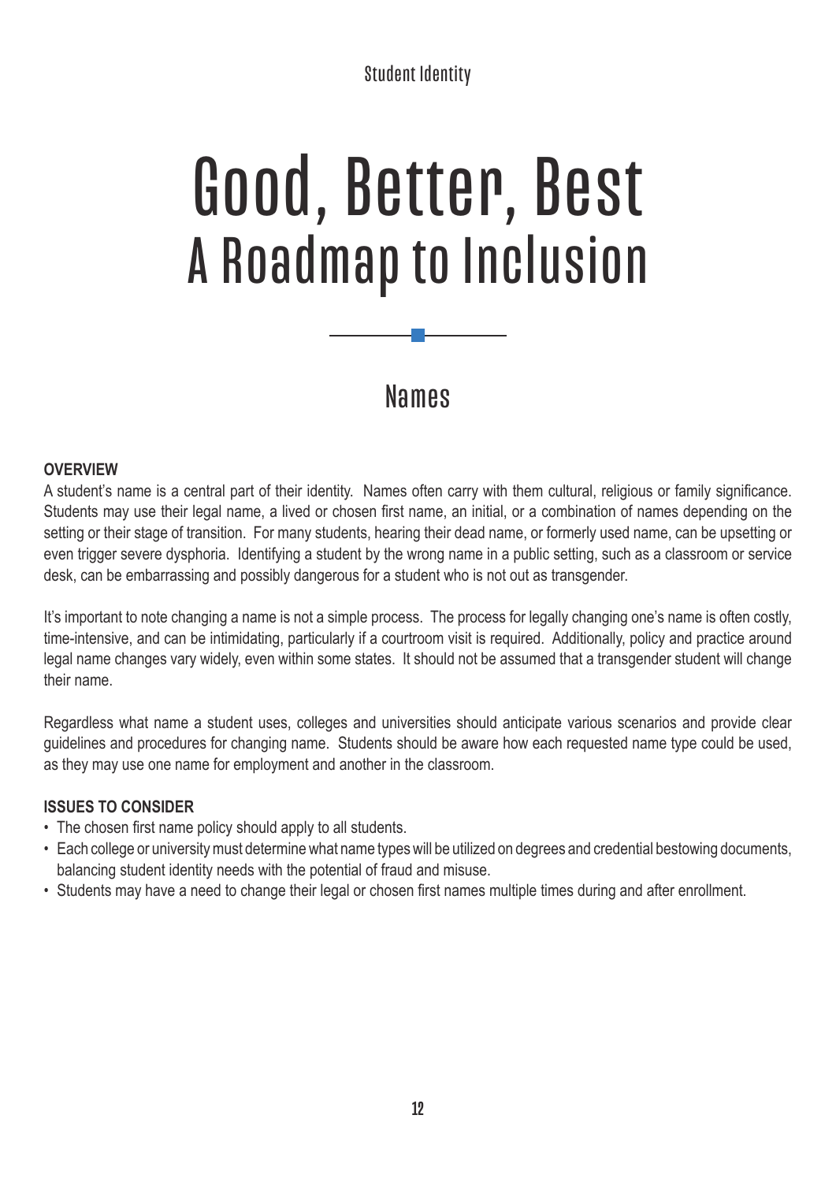# Good, Better, Best
# A Roadmap to Inclusion

## Names

**OVERVIEW**

A student's name is a central part of their identity. Names often carry with them cultural, religious or family significance. Students may use their legal name, a lived or chosen first name, an initial, or a combination of names depending on the setting or their stage of transition. For many students, hearing their dead name, or formerly used name, can be upsetting or even trigger severe dysphoria. Identifying a student by the wrong name in a public setting, such as a classroom or service desk, can be embarrassing and possibly dangerous for a student who is not out as transgender.

It's important to note changing a name is not a simple process. The process for legally changing one's name is often costly, time-intensive, and can be intimidating, particularly if a courtroom visit is required. Additionally, policy and practice around legal name changes vary widely, even within some states. It should not be assumed that a transgender student will change their name.

Regardless what name a student uses, colleges and universities should anticipate various scenarios and provide clear guidelines and procedures for changing name. Students should be aware how each requested name type could be used, as they may use one name for employment and another in the classroom.

**ISSUES TO CONSIDER**

- The chosen first name policy should apply to all students.
- Each college or university must determine what name types will be utilized on degrees and credential bestowing documents, balancing student identity needs with the potential of fraud and misuse.
- Students may have a need to change their legal or chosen first names multiple times during and after enrollment.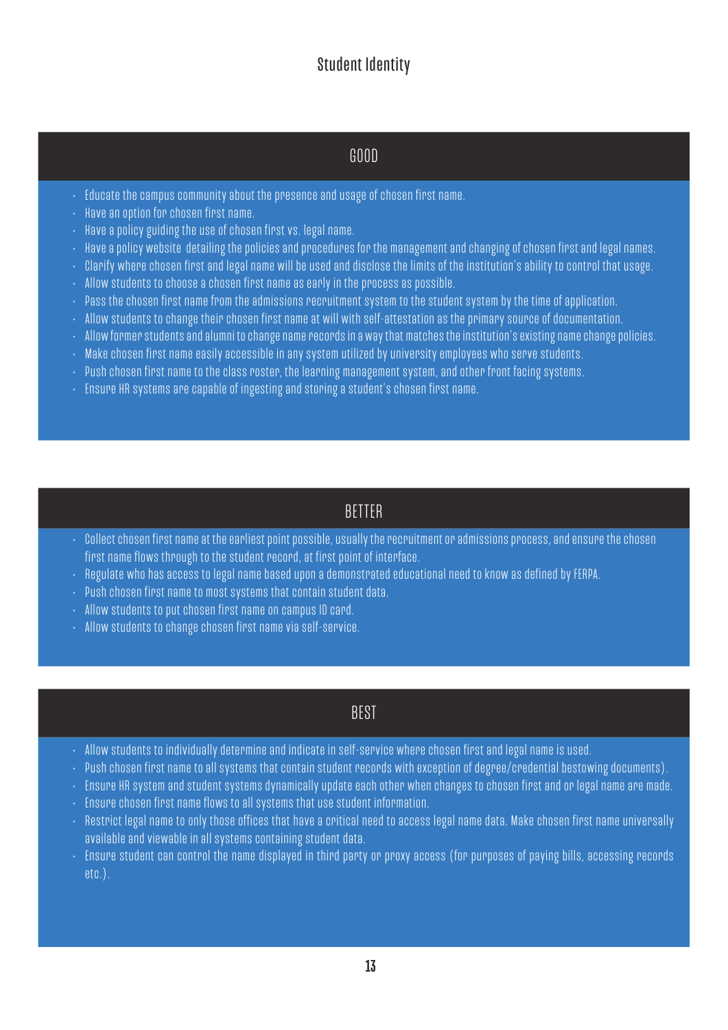# Student Identity

## GOOD

- Educate the campus community about the presence and usage of chosen first name.
- Have an option for chosen first name.
- Have a policy guiding the use of chosen first vs. legal name.
- Have a policy website detailing the policies and procedures for the management and changing of chosen first and legal names.
- Clarify where chosen first and legal name will be used and disclose the limits of the institution's ability to control that usage.
- Allow students to choose a chosen first name as early in the process as possible.
- Pass the chosen first name from the admissions recruitment system to the student system by the time of application.
- Allow students to change their chosen first name at will with self-attestation as the primary source of documentation.
- Allow former students and alumni to change name records in a way that matches the institution's existing name change policies.
- Make chosen first name easily accessible in any system utilized by university employees who serve students.
- Push chosen first name to the class roster, the learning management system, and other front facing systems.
- Ensure HR systems are capable of ingesting and storing a student's chosen first name.

## BETTER

- Collect chosen first name at the earliest point possible, usually the recruitment or admissions process, and ensure the chosen first name flows through to the student record, at first point of interface.
- Regulate who has access to legal name based upon a demonstrated educational need to know as defined by FERPA.
- Push chosen first name to most systems that contain student data.
- Allow students to put chosen first name on campus ID card.
- Allow students to change chosen first name via self-service.

## BEST

- Allow students to individually determine and indicate in self-service where chosen first and legal name is used.
- Push chosen first name to all systems that contain student records with exception of degree/credential bestowing documents).
- Ensure HR system and student systems dynamically update each other when changes to chosen first and or legal name are made.
- Ensure chosen first name flows to all systems that use student information.
- Restrict legal name to only those offices that have a critical need to access legal name data. Make chosen first name universally available and viewable in all systems containing student data.
- Ensure student can control the name displayed in third party or proxy access (for purposes of paying bills, accessing records etc.).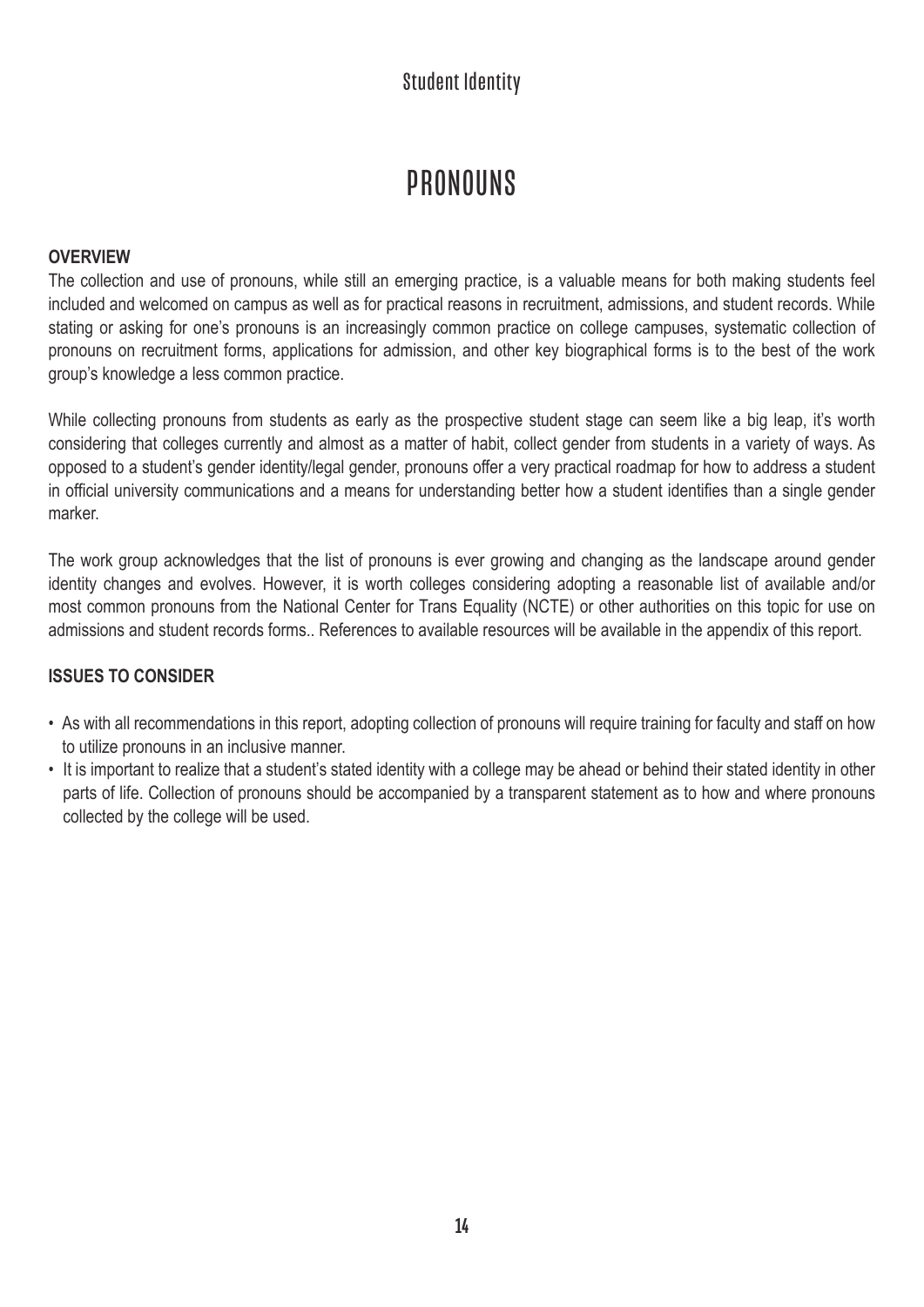# PRONOUNS

**OVERVIEW**

The collection and use of pronouns, while still an emerging practice, is a valuable means for both making students feel included and welcomed on campus as well as for practical reasons in recruitment, admissions, and student records. While stating or asking for one's pronouns is an increasingly common practice on college campuses, systematic collection of pronouns on recruitment forms, applications for admission, and other key biographical forms is to the best of the work group's knowledge a less common practice.

While collecting pronouns from students as early as the prospective student stage can seem like a big leap, it's worth considering that colleges currently and almost as a matter of habit, collect gender from students in a variety of ways. As opposed to a student's gender identity/legal gender, pronouns offer a very practical roadmap for how to address a student in official university communications and a means for understanding better how a student identifies than a single gender marker.

The work group acknowledges that the list of pronouns is ever growing and changing as the landscape around gender identity changes and evolves. However, it is worth colleges considering adopting a reasonable list of available and/or most common pronouns from the National Center for Trans Equality (NCTE) or other authorities on this topic for use on admissions and student records forms.. References to available resources will be available in the appendix of this report.

**ISSUES TO CONSIDER**

- As with all recommendations in this report, adopting collection of pronouns will require training for faculty and staff on how to utilize pronouns in an inclusive manner.
- It is important to realize that a student's stated identity with a college may be ahead or behind their stated identity in other parts of life. Collection of pronouns should be accompanied by a transparent statement as to how and where pronouns collected by the college will be used.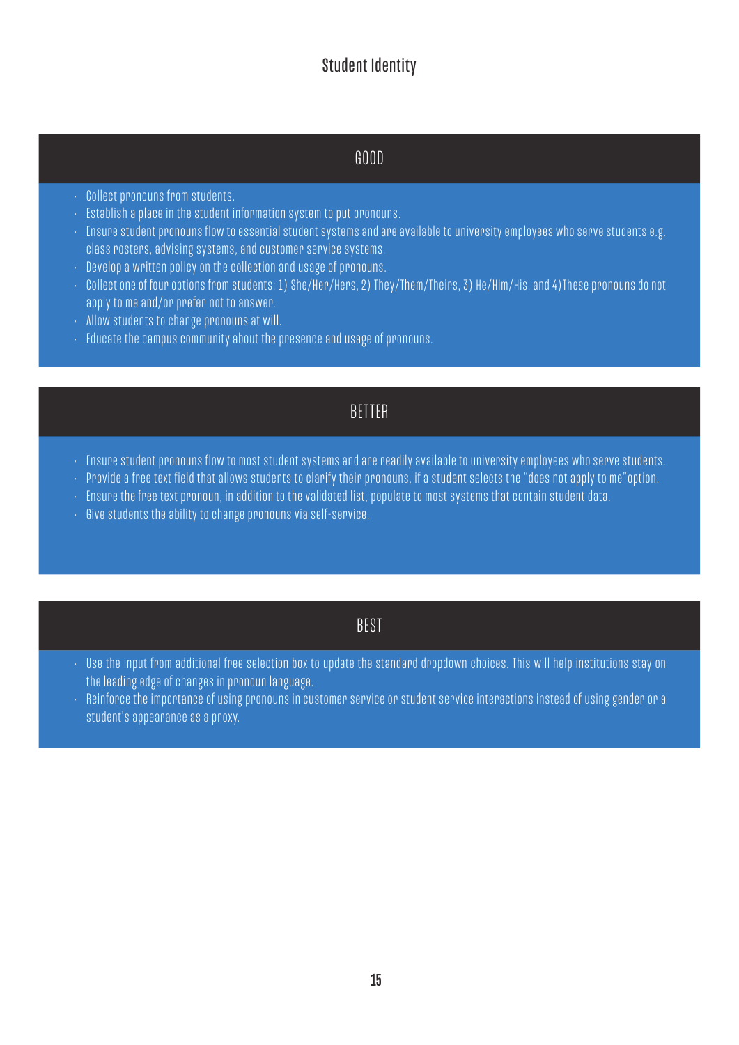## Student Identity

### GOOD

- Collect pronouns from students.
- Establish a place in the student information system to put pronouns.
- Ensure student pronouns flow to essential student systems and are available to university employees who serve students e.g. class rosters, advising systems, and customer service systems.
- Develop a written policy on the collection and usage of pronouns.
- Collect one of four options from students: 1) She/Her/Hers, 2) They/Them/Theirs, 3) He/Him/His, and 4)These pronouns do not apply to me and/or prefer not to answer.
- Allow students to change pronouns at will.
- Educate the campus community about the presence and usage of pronouns.

### BETTER

- Ensure student pronouns flow to most student systems and are readily available to university employees who serve students.
- Provide a free text field that allows students to clarify their pronouns, if a student selects the "does not apply to me"option.
- Ensure the free text pronoun, in addition to the validated list, populate to most systems that contain student data.
- Give students the ability to change pronouns via self-service.

### BEST

- Use the input from additional free selection box to update the standard dropdown choices. This will help institutions stay on the leading edge of changes in pronoun language.
- Reinforce the importance of using pronouns in customer service or student service interactions instead of using gender or a student's appearance as a proxy.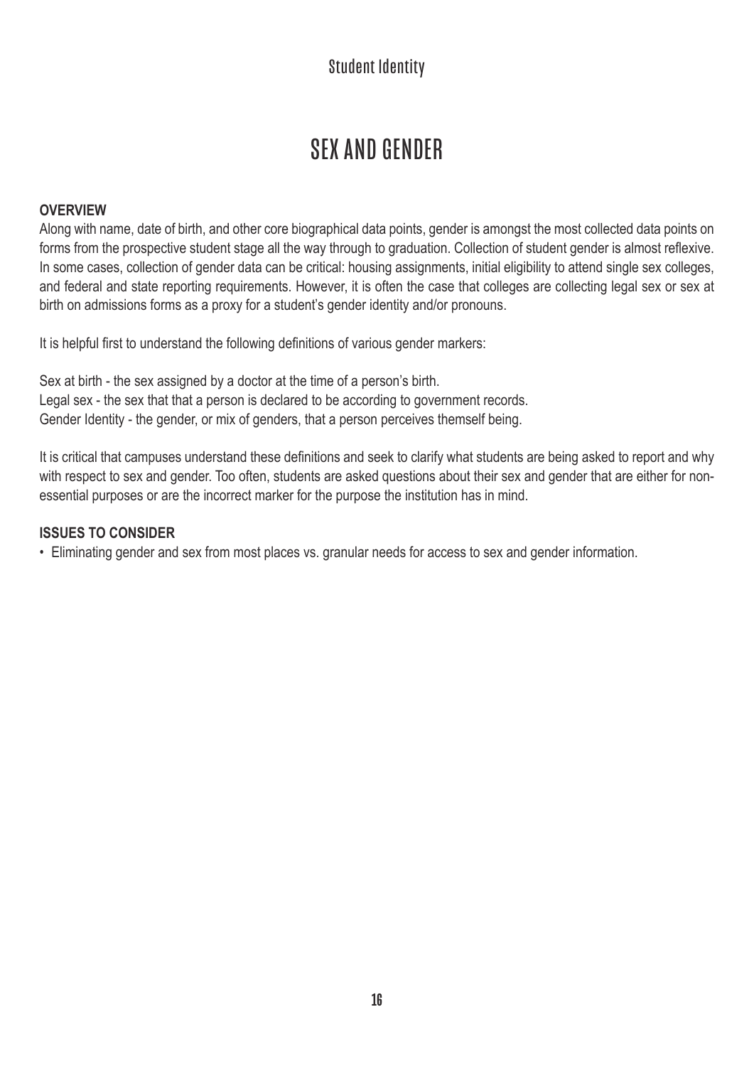# SEX AND GENDER

**OVERVIEW**

Along with name, date of birth, and other core biographical data points, gender is amongst the most collected data points on forms from the prospective student stage all the way through to graduation. Collection of student gender is almost reflexive. In some cases, collection of gender data can be critical: housing assignments, initial eligibility to attend single sex colleges, and federal and state reporting requirements. However, it is often the case that colleges are collecting legal sex or sex at birth on admissions forms as a proxy for a student's gender identity and/or pronouns.

It is helpful first to understand the following definitions of various gender markers:

Sex at birth - the sex assigned by a doctor at the time of a person's birth.
Legal sex - the sex that that a person is declared to be according to government records.
Gender Identity - the gender, or mix of genders, that a person perceives themself being.

It is critical that campuses understand these definitions and seek to clarify what students are being asked to report and why with respect to sex and gender. Too often, students are asked questions about their sex and gender that are either for non-essential purposes or are the incorrect marker for the purpose the institution has in mind.

**ISSUES TO CONSIDER**

- Eliminating gender and sex from most places vs. granular needs for access to sex and gender information.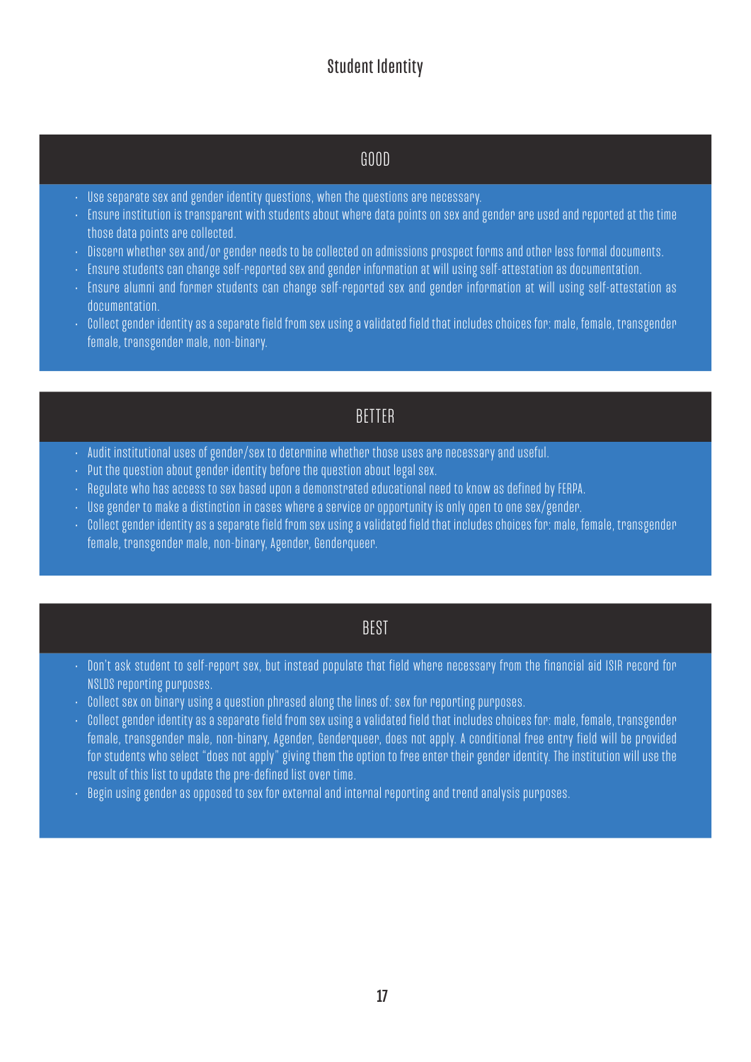## Student Identity

### GOOD

- Use separate sex and gender identity questions, when the questions are necessary.
- Ensure institution is transparent with students about where data points on sex and gender are used and reported at the time those data points are collected.
- Discern whether sex and/or gender needs to be collected on admissions prospect forms and other less formal documents.
- Ensure students can change self-reported sex and gender information at will using self-attestation as documentation.
- Ensure alumni and former students can change self-reported sex and gender information at will using self-attestation as documentation.
- Collect gender identity as a separate field from sex using a validated field that includes choices for: male, female, transgender female, transgender male, non-binary.

### BETTER

- Audit institutional uses of gender/sex to determine whether those uses are necessary and useful.
- Put the question about gender identity before the question about legal sex.
- Regulate who has access to sex based upon a demonstrated educational need to know as defined by FERPA.
- Use gender to make a distinction in cases where a service or opportunity is only open to one sex/gender.
- Collect gender identity as a separate field from sex using a validated field that includes choices for: male, female, transgender female, transgender male, non-binary, Agender, Genderqueer.

### BEST

- Don't ask student to self-report sex, but instead populate that field where necessary from the financial aid ISIR record for NSLDS reporting purposes.
- Collect sex on binary using a question phrased along the lines of: sex for reporting purposes.
- Collect gender identity as a separate field from sex using a validated field that includes choices for: male, female, transgender female, transgender male, non-binary, Agender, Genderqueer, does not apply. A conditional free entry field will be provided for students who select "does not apply" giving them the option to free enter their gender identity. The institution will use the result of this list to update the pre-defined list over time.
- Begin using gender as opposed to sex for external and internal reporting and trend analysis purposes.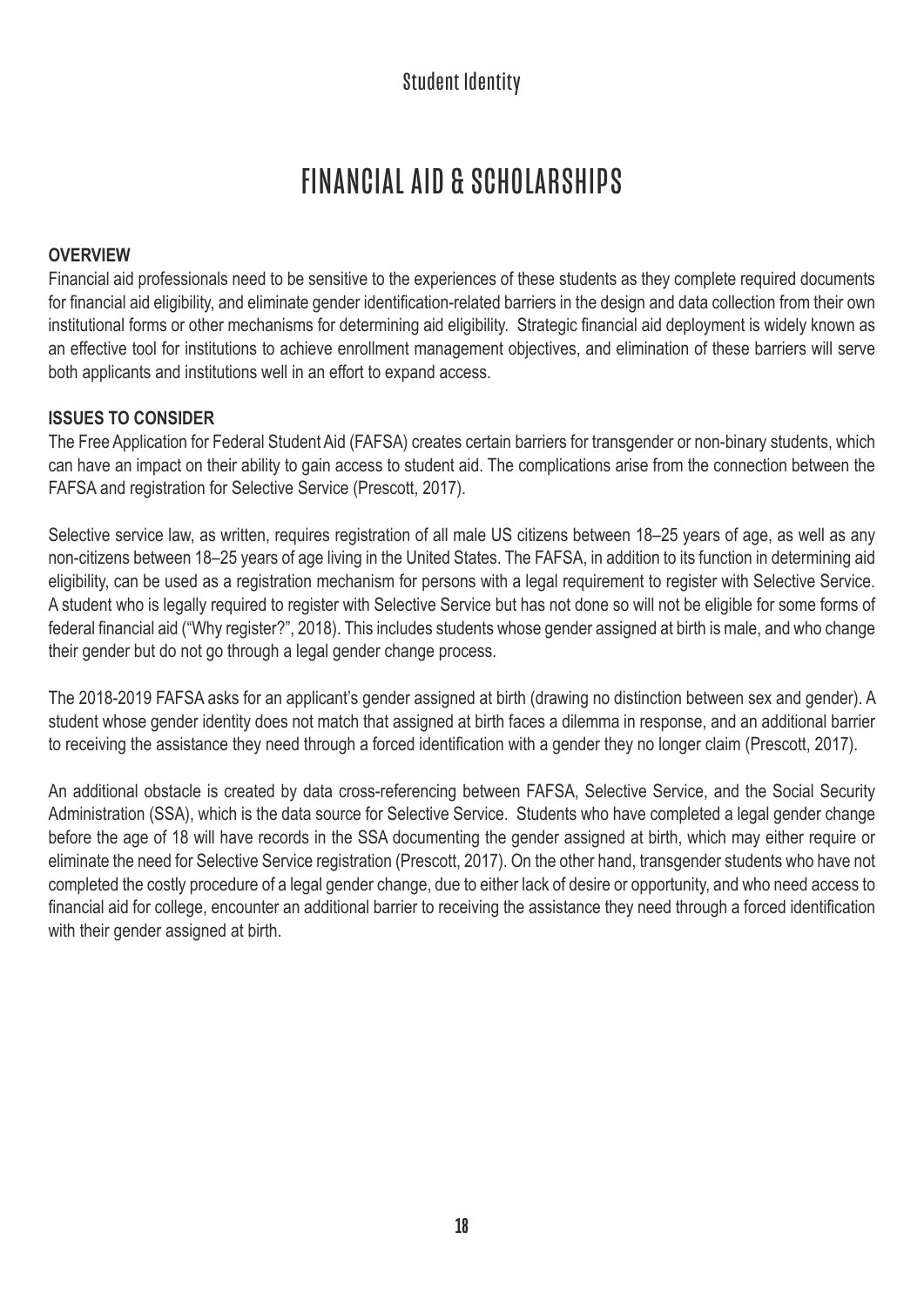# FINANCIAL AID & SCHOLARSHIPS

**OVERVIEW**

Financial aid professionals need to be sensitive to the experiences of these students as they complete required documents for financial aid eligibility, and eliminate gender identification-related barriers in the design and data collection from their own institutional forms or other mechanisms for determining aid eligibility. Strategic financial aid deployment is widely known as an effective tool for institutions to achieve enrollment management objectives, and elimination of these barriers will serve both applicants and institutions well in an effort to expand access.

**ISSUES TO CONSIDER**

The Free Application for Federal Student Aid (FAFSA) creates certain barriers for transgender or non-binary students, which can have an impact on their ability to gain access to student aid. The complications arise from the connection between the FAFSA and registration for Selective Service (Prescott, 2017).

Selective service law, as written, requires registration of all male US citizens between 18–25 years of age, as well as any non-citizens between 18–25 years of age living in the United States. The FAFSA, in addition to its function in determining aid eligibility, can be used as a registration mechanism for persons with a legal requirement to register with Selective Service. A student who is legally required to register with Selective Service but has not done so will not be eligible for some forms of federal financial aid ("Why register?", 2018). This includes students whose gender assigned at birth is male, and who change their gender but do not go through a legal gender change process.

The 2018-2019 FAFSA asks for an applicant's gender assigned at birth (drawing no distinction between sex and gender). A student whose gender identity does not match that assigned at birth faces a dilemma in response, and an additional barrier to receiving the assistance they need through a forced identification with a gender they no longer claim (Prescott, 2017).

An additional obstacle is created by data cross-referencing between FAFSA, Selective Service, and the Social Security Administration (SSA), which is the data source for Selective Service. Students who have completed a legal gender change before the age of 18 will have records in the SSA documenting the gender assigned at birth, which may either require or eliminate the need for Selective Service registration (Prescott, 2017). On the other hand, transgender students who have not completed the costly procedure of a legal gender change, due to either lack of desire or opportunity, and who need access to financial aid for college, encounter an additional barrier to receiving the assistance they need through a forced identification with their gender assigned at birth.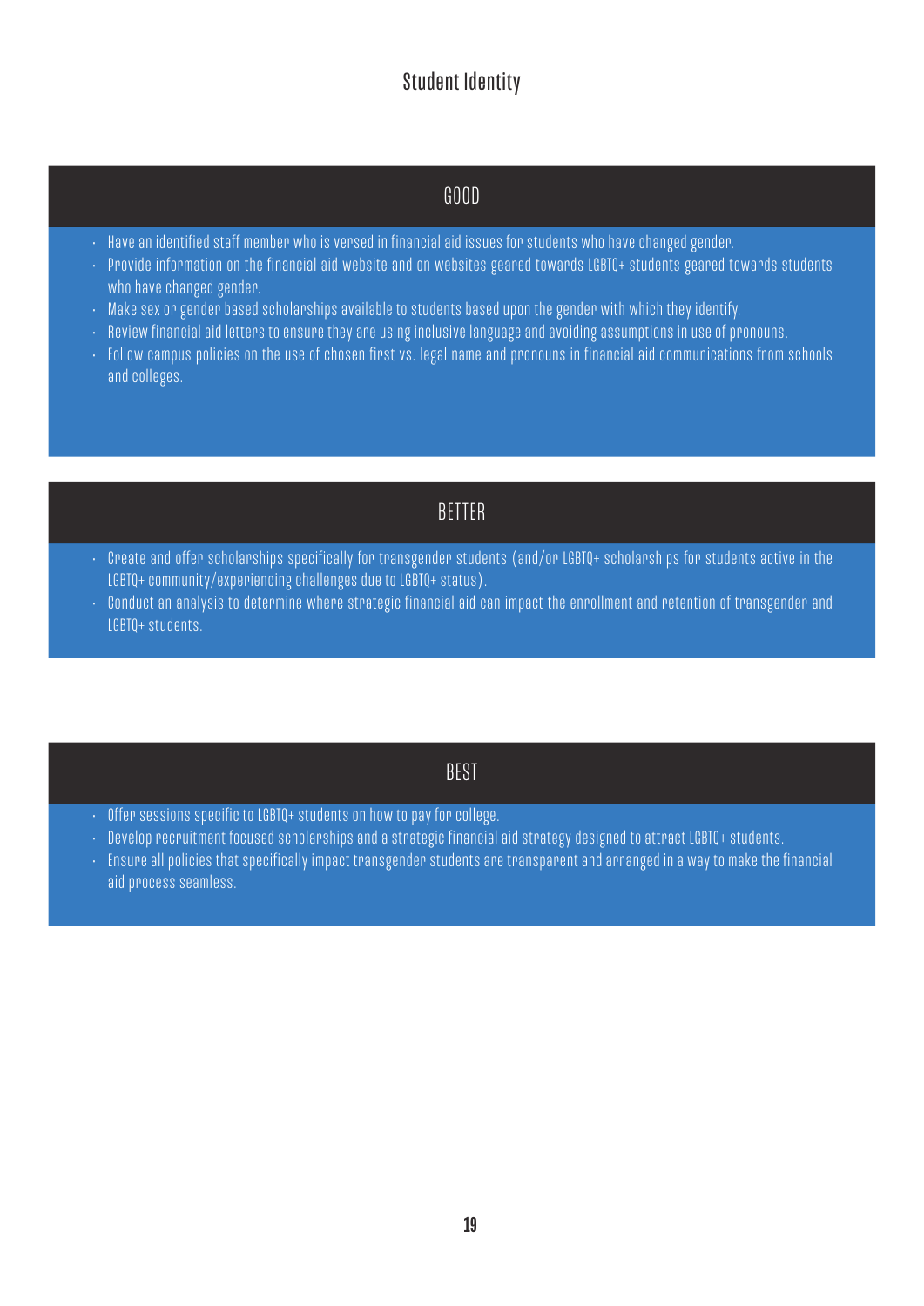## Student Identity

### GOOD

- Have an identified staff member who is versed in financial aid issues for students who have changed gender.
- Provide information on the financial aid website and on websites geared towards LGBTQ+ students geared towards students who have changed gender.
- Make sex or gender based scholarships available to students based upon the gender with which they identify.
- Review financial aid letters to ensure they are using inclusive language and avoiding assumptions in use of pronouns.
- Follow campus policies on the use of chosen first vs. legal name and pronouns in financial aid communications from schools and colleges.

### BETTER

- Create and offer scholarships specifically for transgender students (and/or LGBTQ+ scholarships for students active in the LGBTQ+ community/experiencing challenges due to LGBTQ+ status).
- Conduct an analysis to determine where strategic financial aid can impact the enrollment and retention of transgender and LGBTQ+ students.

### BEST

- Offer sessions specific to LGBTQ+ students on how to pay for college.
- Develop recruitment focused scholarships and a strategic financial aid strategy designed to attract LGBTQ+ students.
- Ensure all policies that specifically impact transgender students are transparent and arranged in a way to make the financial aid process seamless.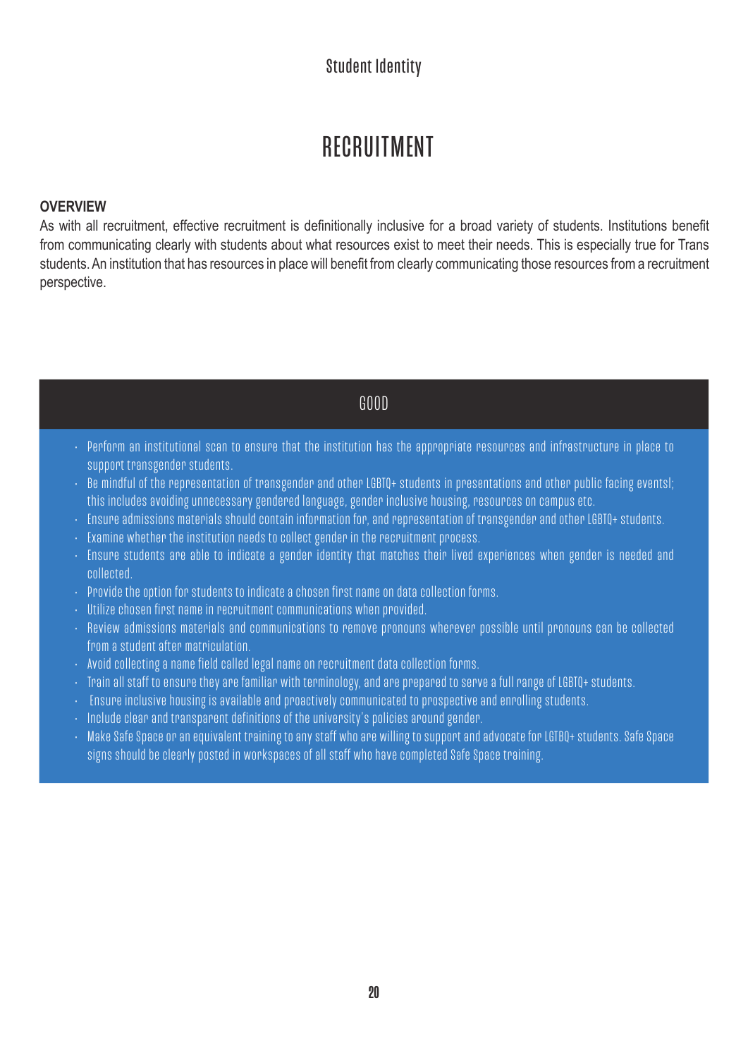# RECRUITMENT

**OVERVIEW**

As with all recruitment, effective recruitment is definitionally inclusive for a broad variety of students. Institutions benefit from communicating clearly with students about what resources exist to meet their needs. This is especially true for Trans students. An institution that has resources in place will benefit from clearly communicating those resources from a recruitment perspective.

## GOOD

- Perform an institutional scan to ensure that the institution has the appropriate resources and infrastructure in place to support transgender students.
- Be mindful of the representation of transgender and other LGBTQ+ students in presentations and other public facing eventsl; this includes avoiding unnecessary gendered language, gender inclusive housing, resources on campus etc.
- Ensure admissions materials should contain information for, and representation of transgender and other LGBTQ+ students.
- Examine whether the institution needs to collect gender in the recruitment process.
- Ensure students are able to indicate a gender identity that matches their lived experiences when gender is needed and collected.
- Provide the option for students to indicate a chosen first name on data collection forms.
- Utilize chosen first name in recruitment communications when provided.
- Review admissions materials and communications to remove pronouns wherever possible until pronouns can be collected from a student after matriculation.
- Avoid collecting a name field called legal name on recruitment data collection forms.
- Train all staff to ensure they are familiar with terminology, and are prepared to serve a full range of LGBTQ+ students.
- Ensure inclusive housing is available and proactively communicated to prospective and enrolling students.
- Include clear and transparent definitions of the university's policies around gender.
- Make Safe Space or an equivalent training to any staff who are willing to support and advocate for LGTBQ+ students. Safe Space signs should be clearly posted in workspaces of all staff who have completed Safe Space training.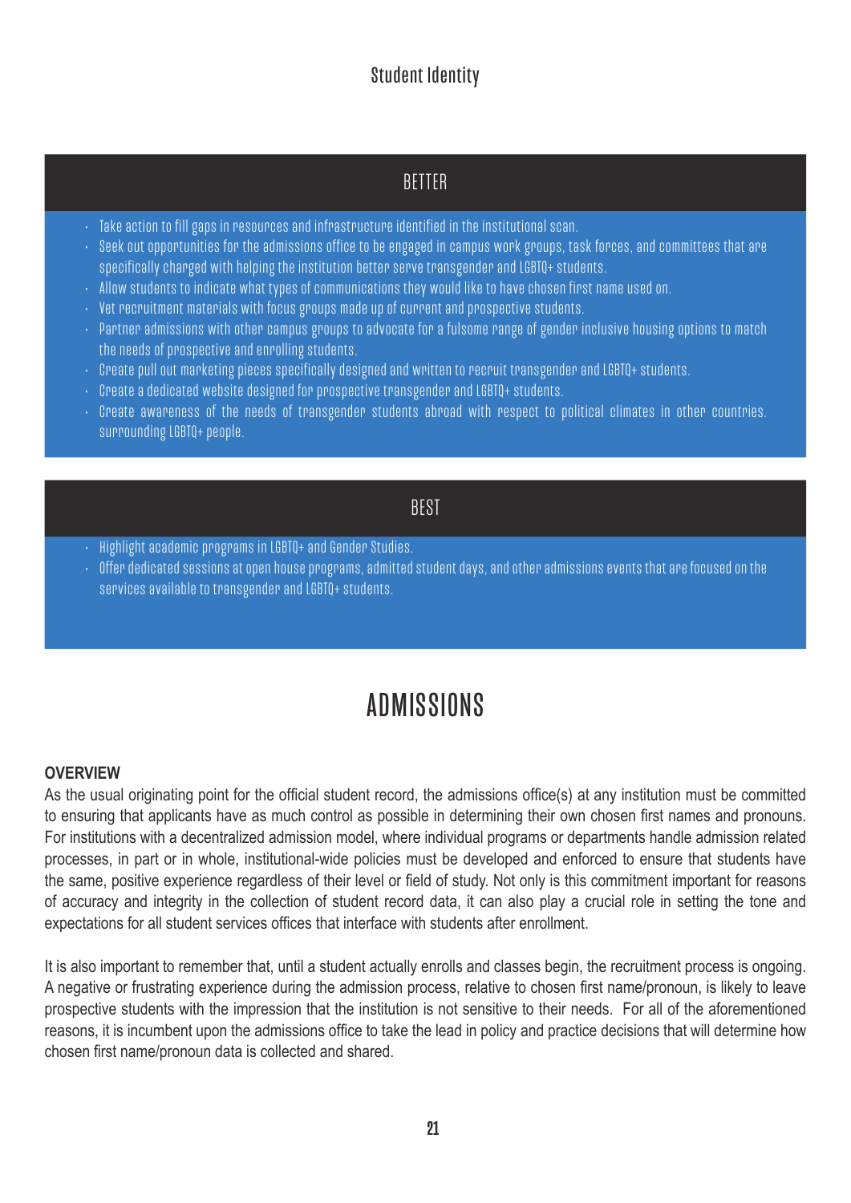### Student Identity

#### BETTER

- Take action to fill gaps in resources and infrastructure identified in the institutional scan.
- Seek out opportunities for the admissions office to be engaged in campus work groups, task forces, and committees that are specifically charged with helping the institution better serve transgender and LGBTQ+ students.
- Allow students to indicate what types of communications they would like to have chosen first name used on.
- Vet recruitment materials with focus groups made up of current and prospective students.
- Partner admissions with other campus groups to advocate for a fulsome range of gender inclusive housing options to match the needs of prospective and enrolling students.
- Create pull out marketing pieces specifically designed and written to recruit transgender and LGBTQ+ students.
- Create a dedicated website designed for prospective transgender and LGBTQ+ students.
- Create awareness of the needs of transgender students abroad with respect to political climates in other countries. surrounding LGBTQ+ people.

#### BEST

- Highlight academic programs in LGBTQ+ and Gender Studies.
- Offer dedicated sessions at open house programs, admitted student days, and other admissions events that are focused on the services available to transgender and LGBTQ+ students.

# ADMISSIONS

**OVERVIEW**

As the usual originating point for the official student record, the admissions office(s) at any institution must be committed to ensuring that applicants have as much control as possible in determining their own chosen first names and pronouns. For institutions with a decentralized admission model, where individual programs or departments handle admission related processes, in part or in whole, institutional-wide policies must be developed and enforced to ensure that students have the same, positive experience regardless of their level or field of study. Not only is this commitment important for reasons of accuracy and integrity in the collection of student record data, it can also play a crucial role in setting the tone and expectations for all student services offices that interface with students after enrollment.

It is also important to remember that, until a student actually enrolls and classes begin, the recruitment process is ongoing. A negative or frustrating experience during the admission process, relative to chosen first name/pronoun, is likely to leave prospective students with the impression that the institution is not sensitive to their needs. For all of the aforementioned reasons, it is incumbent upon the admissions office to take the lead in policy and practice decisions that will determine how chosen first name/pronoun data is collected and shared.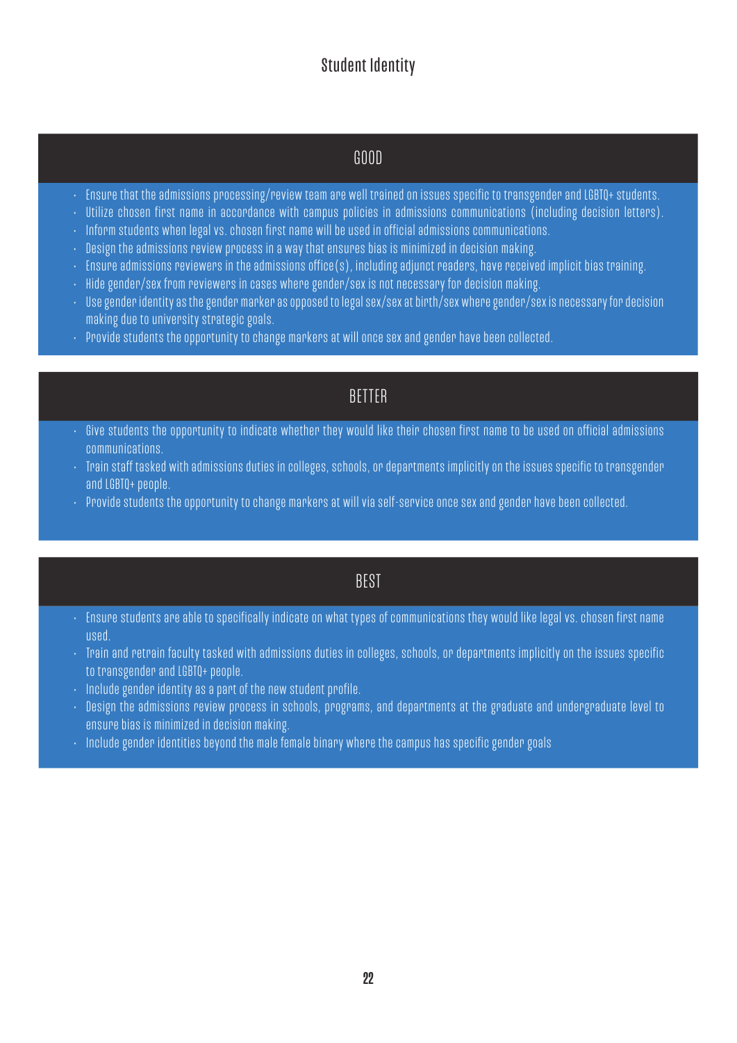# Student Identity

## GOOD

- Ensure that the admissions processing/review team are well trained on issues specific to transgender and LGBTQ+ students.
- Utilize chosen first name in accordance with campus policies in admissions communications (including decision letters).
- Inform students when legal vs. chosen first name will be used in official admissions communications.
- Design the admissions review process in a way that ensures bias is minimized in decision making.
- Ensure admissions reviewers in the admissions office(s), including adjunct readers, have received implicit bias training.
- Hide gender/sex from reviewers in cases where gender/sex is not necessary for decision making.
- Use gender identity as the gender marker as opposed to legal sex/sex at birth/sex where gender/sex is necessary for decision making due to university strategic goals.
- Provide students the opportunity to change markers at will once sex and gender have been collected.

## BETTER

- Give students the opportunity to indicate whether they would like their chosen first name to be used on official admissions communications.
- Train staff tasked with admissions duties in colleges, schools, or departments implicitly on the issues specific to transgender and LGBTQ+ people.
- Provide students the opportunity to change markers at will via self-service once sex and gender have been collected.

## BEST

- Ensure students are able to specifically indicate on what types of communications they would like legal vs. chosen first name used.
- Train and retrain faculty tasked with admissions duties in colleges, schools, or departments implicitly on the issues specific to transgender and LGBTQ+ people.
- Include gender identity as a part of the new student profile.
- Design the admissions review process in schools, programs, and departments at the graduate and undergraduate level to ensure bias is minimized in decision making.
- Include gender identities beyond the male female binary where the campus has specific gender goals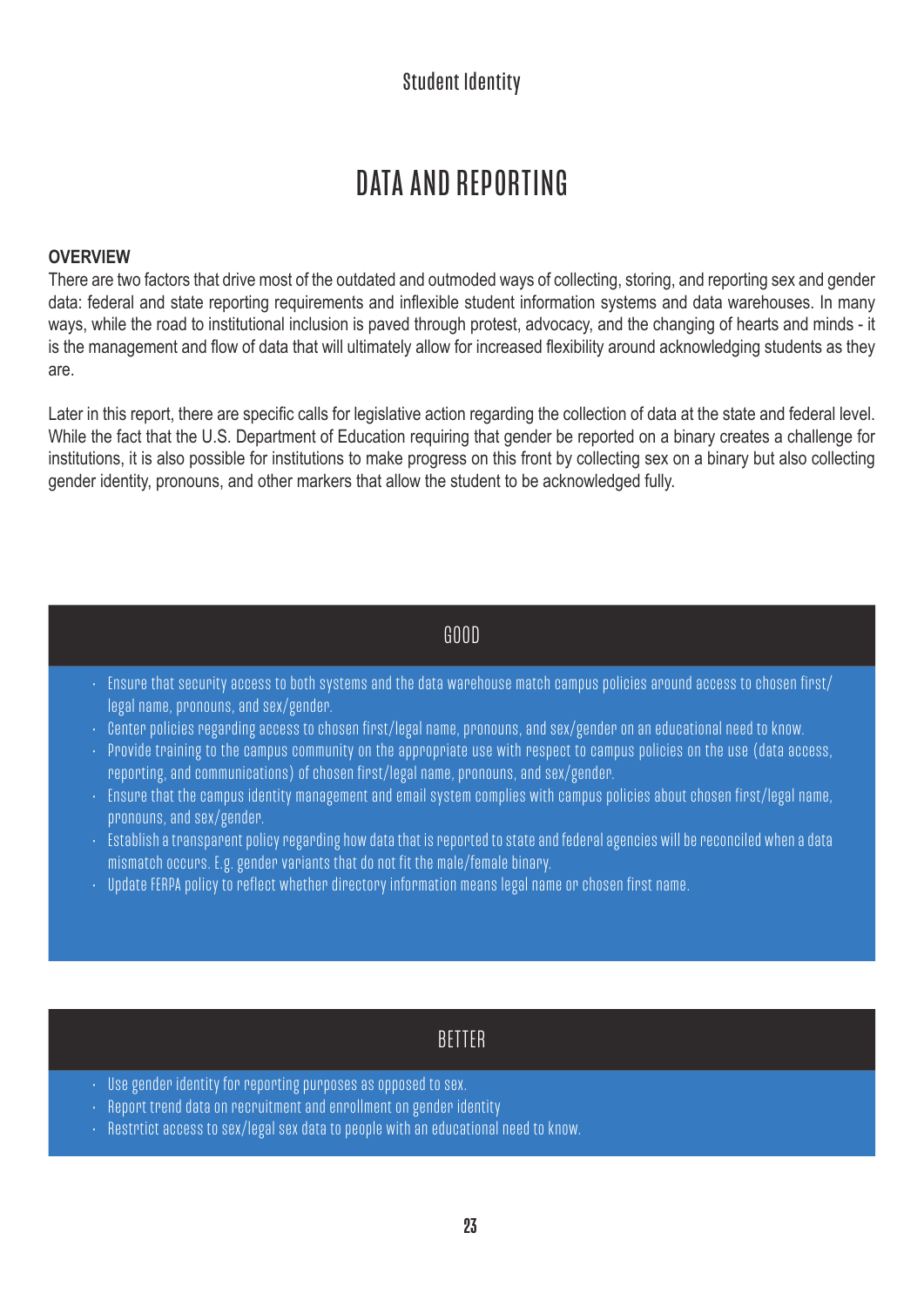# DATA AND REPORTING

**OVERVIEW**

There are two factors that drive most of the outdated and outmoded ways of collecting, storing, and reporting sex and gender data: federal and state reporting requirements and inflexible student information systems and data warehouses. In many ways, while the road to institutional inclusion is paved through protest, advocacy, and the changing of hearts and minds - it is the management and flow of data that will ultimately allow for increased flexibility around acknowledging students as they are.

Later in this report, there are specific calls for legislative action regarding the collection of data at the state and federal level. While the fact that the U.S. Department of Education requiring that gender be reported on a binary creates a challenge for institutions, it is also possible for institutions to make progress on this front by collecting sex on a binary but also collecting gender identity, pronouns, and other markers that allow the student to be acknowledged fully.

## GOOD

- Ensure that security access to both systems and the data warehouse match campus policies around access to chosen first/legal name, pronouns, and sex/gender.
- Center policies regarding access to chosen first/legal name, pronouns, and sex/gender on an educational need to know.
- Provide training to the campus community on the appropriate use with respect to campus policies on the use (data access, reporting, and communications) of chosen first/legal name, pronouns, and sex/gender.
- Ensure that the campus identity management and email system complies with campus policies about chosen first/legal name, pronouns, and sex/gender.
- Establish a transparent policy regarding how data that is reported to state and federal agencies will be reconciled when a data mismatch occurs. E.g. gender variants that do not fit the male/female binary.
- Update FERPA policy to reflect whether directory information means legal name or chosen first name.

## BETTER

- Use gender identity for reporting purposes as opposed to sex.
- Report trend data on recruitment and enrollment on gender identity
- Restrtict access to sex/legal sex data to people with an educational need to know.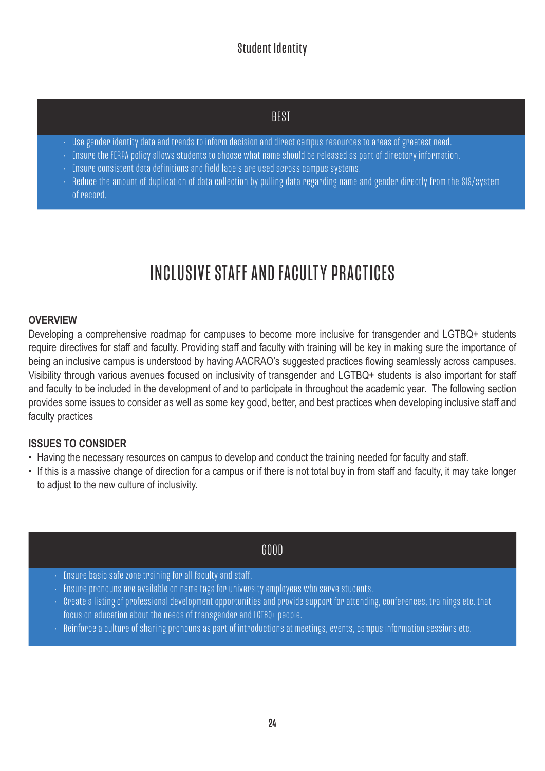Student Identity

### BEST

- Use gender identity data and trends to inform decision and direct campus resources to areas of greatest need.
- Ensure the FERPA policy allows students to choose what name should be released as part of directory information.
- Ensure consistent data definitions and field labels are used across campus systems.
- Reduce the amount of duplication of data collection by pulling data regarding name and gender directly from the SIS/system of record.

# INCLUSIVE STAFF AND FACULTY PRACTICES

**OVERVIEW**

Developing a comprehensive roadmap for campuses to become more inclusive for transgender and LGTBQ+ students require directives for staff and faculty. Providing staff and faculty with training will be key in making sure the importance of being an inclusive campus is understood by having AACRAO's suggested practices flowing seamlessly across campuses. Visibility through various avenues focused on inclusivity of transgender and LGTBQ+ students is also important for staff and faculty to be included in the development of and to participate in throughout the academic year. The following section provides some issues to consider as well as some key good, better, and best practices when developing inclusive staff and faculty practices

**ISSUES TO CONSIDER**

- Having the necessary resources on campus to develop and conduct the training needed for faculty and staff.
- If this is a massive change of direction for a campus or if there is not total buy in from staff and faculty, it may take longer to adjust to the new culture of inclusivity.

### GOOD

- Ensure basic safe zone training for all faculty and staff.
- Ensure pronouns are available on name tags for university employees who serve students.
- Create a listing of professional development opportunities and provide support for attending, conferences, trainings etc. that focus on education about the needs of transgender and LGTBQ+ people.
- Reinforce a culture of sharing pronouns as part of introductions at meetings, events, campus information sessions etc.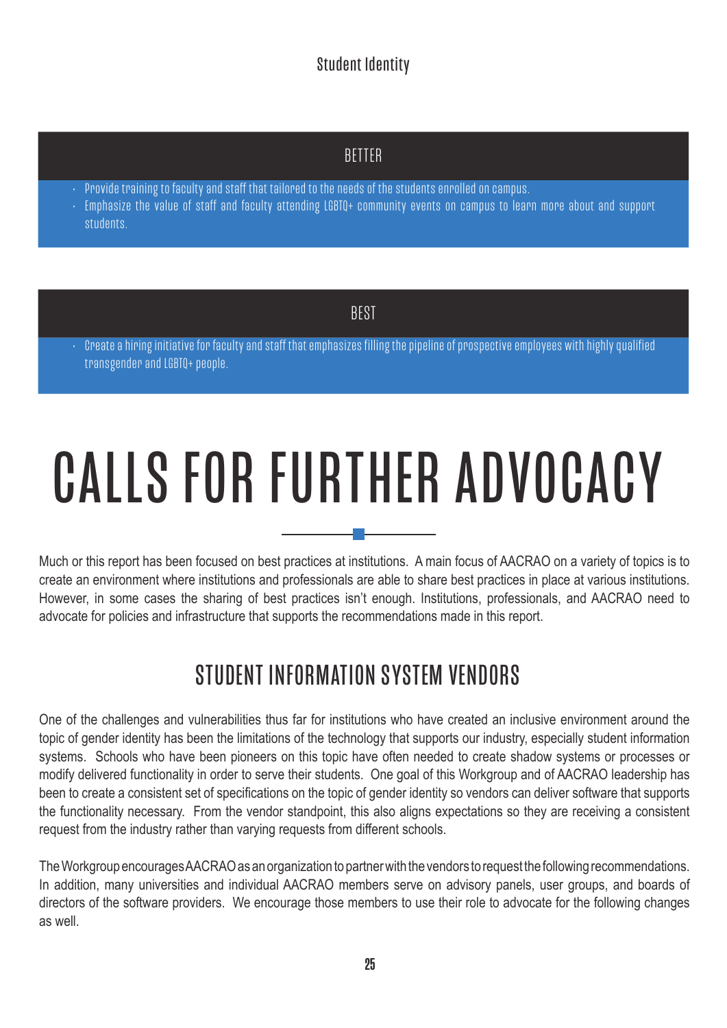### Student Identity

#### BETTER

- Provide training to faculty and staff that tailored to the needs of the students enrolled on campus.
- Emphasize the value of staff and faculty attending LGBTQ+ community events on campus to learn more about and support students.

#### BEST

- Create a hiring initiative for faculty and staff that emphasizes filling the pipeline of prospective employees with highly qualified transgender and LGBTQ+ people.

# CALLS FOR FURTHER ADVOCACY

Much or this report has been focused on best practices at institutions. A main focus of AACRAO on a variety of topics is to create an environment where institutions and professionals are able to share best practices in place at various institutions. However, in some cases the sharing of best practices isn't enough. Institutions, professionals, and AACRAO need to advocate for policies and infrastructure that supports the recommendations made in this report.

## STUDENT INFORMATION SYSTEM VENDORS

One of the challenges and vulnerabilities thus far for institutions who have created an inclusive environment around the topic of gender identity has been the limitations of the technology that supports our industry, especially student information systems. Schools who have been pioneers on this topic have often needed to create shadow systems or processes or modify delivered functionality in order to serve their students. One goal of this Workgroup and of AACRAO leadership has been to create a consistent set of specifications on the topic of gender identity so vendors can deliver software that supports the functionality necessary. From the vendor standpoint, this also aligns expectations so they are receiving a consistent request from the industry rather than varying requests from different schools.

The Workgroup encourages AACRAO as an organization to partner with the vendors to request the following recommendations. In addition, many universities and individual AACRAO members serve on advisory panels, user groups, and boards of directors of the software providers. We encourage those members to use their role to advocate for the following changes as well.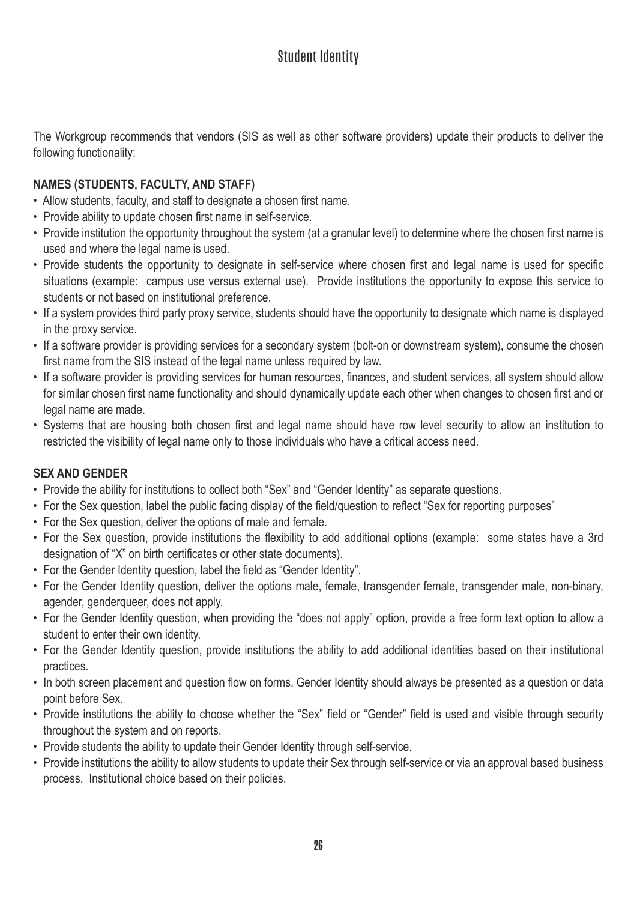# Student Identity

The Workgroup recommends that vendors (SIS as well as other software providers) update their products to deliver the following functionality:

**NAMES (STUDENTS, FACULTY, AND STAFF)**

- Allow students, faculty, and staff to designate a chosen first name.
- Provide ability to update chosen first name in self-service.
- Provide institution the opportunity throughout the system (at a granular level) to determine where the chosen first name is used and where the legal name is used.
- Provide students the opportunity to designate in self-service where chosen first and legal name is used for specific situations (example: campus use versus external use). Provide institutions the opportunity to expose this service to students or not based on institutional preference.
- If a system provides third party proxy service, students should have the opportunity to designate which name is displayed in the proxy service.
- If a software provider is providing services for a secondary system (bolt-on or downstream system), consume the chosen first name from the SIS instead of the legal name unless required by law.
- If a software provider is providing services for human resources, finances, and student services, all system should allow for similar chosen first name functionality and should dynamically update each other when changes to chosen first and or legal name are made.
- Systems that are housing both chosen first and legal name should have row level security to allow an institution to restricted the visibility of legal name only to those individuals who have a critical access need.

**SEX AND GENDER**

- Provide the ability for institutions to collect both "Sex" and "Gender Identity" as separate questions.
- For the Sex question, label the public facing display of the field/question to reflect "Sex for reporting purposes"
- For the Sex question, deliver the options of male and female.
- For the Sex question, provide institutions the flexibility to add additional options (example: some states have a 3rd designation of "X" on birth certificates or other state documents).
- For the Gender Identity question, label the field as "Gender Identity".
- For the Gender Identity question, deliver the options male, female, transgender female, transgender male, non-binary, agender, genderqueer, does not apply.
- For the Gender Identity question, when providing the "does not apply" option, provide a free form text option to allow a student to enter their own identity.
- For the Gender Identity question, provide institutions the ability to add additional identities based on their institutional practices.
- In both screen placement and question flow on forms, Gender Identity should always be presented as a question or data point before Sex.
- Provide institutions the ability to choose whether the "Sex" field or "Gender" field is used and visible through security throughout the system and on reports.
- Provide students the ability to update their Gender Identity through self-service.
- Provide institutions the ability to allow students to update their Sex through self-service or via an approval based business process. Institutional choice based on their policies.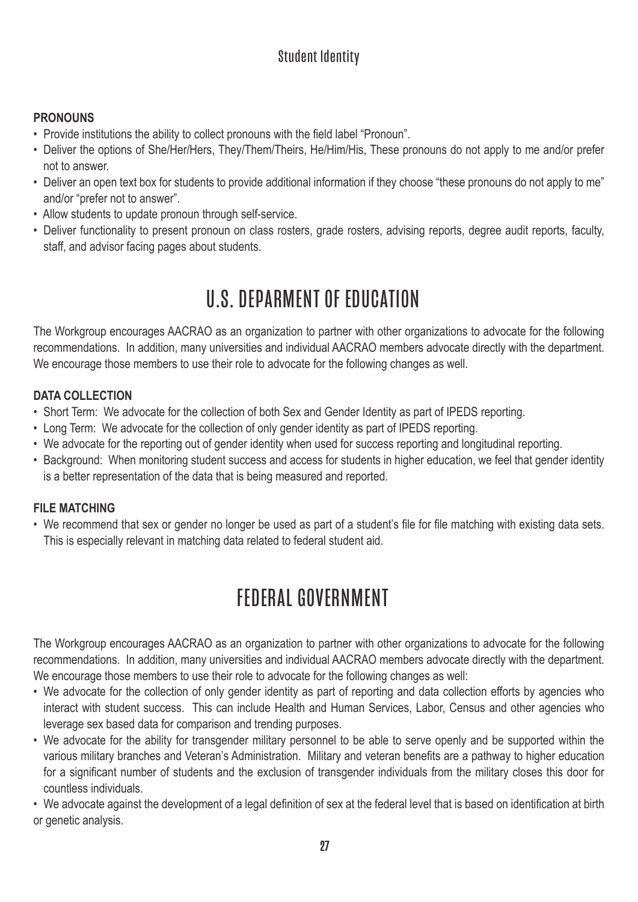## Student Identity

**PRONOUNS**

- Provide institutions the ability to collect pronouns with the field label "Pronoun".
- Deliver the options of She/Her/Hers, They/Them/Theirs, He/Him/His, These pronouns do not apply to me and/or prefer not to answer.
- Deliver an open text box for students to provide additional information if they choose "these pronouns do not apply to me" and/or "prefer not to answer".
- Allow students to update pronoun through self-service.
- Deliver functionality to present pronoun on class rosters, grade rosters, advising reports, degree audit reports, faculty, staff, and advisor facing pages about students.

# U.S. DEPARMENT OF EDUCATION

The Workgroup encourages AACRAO as an organization to partner with other organizations to advocate for the following recommendations. In addition, many universities and individual AACRAO members advocate directly with the department. We encourage those members to use their role to advocate for the following changes as well.

**DATA COLLECTION**

- Short Term: We advocate for the collection of both Sex and Gender Identity as part of IPEDS reporting.
- Long Term: We advocate for the collection of only gender identity as part of IPEDS reporting.
- We advocate for the reporting out of gender identity when used for success reporting and longitudinal reporting.
- Background: When monitoring student success and access for students in higher education, we feel that gender identity is a better representation of the data that is being measured and reported.

**FILE MATCHING**

- We recommend that sex or gender no longer be used as part of a student's file for file matching with existing data sets. This is especially relevant in matching data related to federal student aid.

# FEDERAL GOVERNMENT

The Workgroup encourages AACRAO as an organization to partner with other organizations to advocate for the following recommendations. In addition, many universities and individual AACRAO members advocate directly with the department. We encourage those members to use their role to advocate for the following changes as well:

- We advocate for the collection of only gender identity as part of reporting and data collection efforts by agencies who interact with student success. This can include Health and Human Services, Labor, Census and other agencies who leverage sex based data for comparison and trending purposes.
- We advocate for the ability for transgender military personnel to be able to serve openly and be supported within the various military branches and Veteran's Administration. Military and veteran benefits are a pathway to higher education for a significant number of students and the exclusion of transgender individuals from the military closes this door for countless individuals.
- We advocate against the development of a legal definition of sex at the federal level that is based on identification at birth or genetic analysis.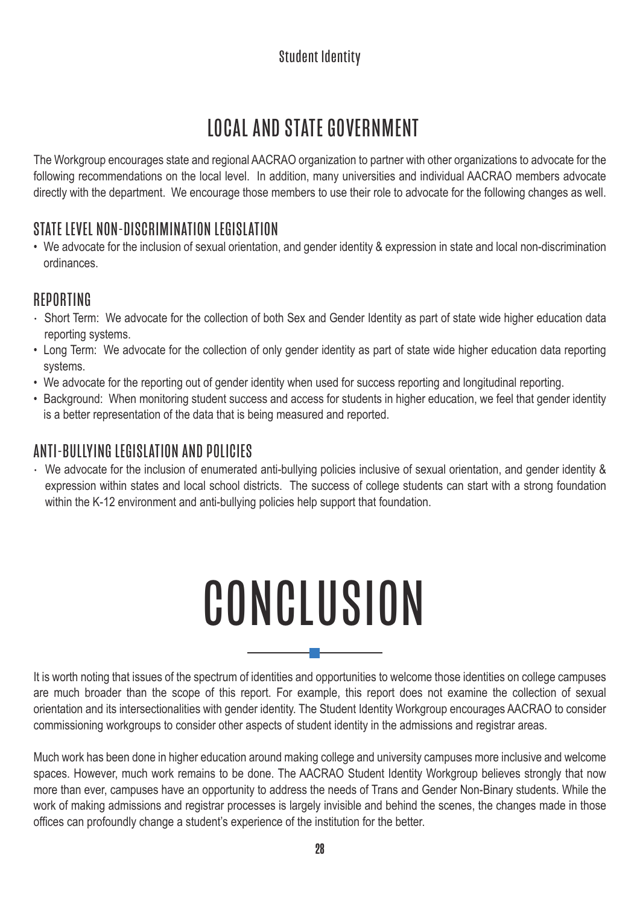# LOCAL AND STATE GOVERNMENT

The Workgroup encourages state and regional AACRAO organization to partner with other organizations to advocate for the following recommendations on the local level. In addition, many universities and individual AACRAO members advocate directly with the department. We encourage those members to use their role to advocate for the following changes as well.

## STATE LEVEL NON-DISCRIMINATION LEGISLATION

- We advocate for the inclusion of sexual orientation, and gender identity & expression in state and local non-discrimination ordinances.

## REPORTING

- Short Term: We advocate for the collection of both Sex and Gender Identity as part of state wide higher education data reporting systems.
- Long Term: We advocate for the collection of only gender identity as part of state wide higher education data reporting systems.
- We advocate for the reporting out of gender identity when used for success reporting and longitudinal reporting.
- Background: When monitoring student success and access for students in higher education, we feel that gender identity is a better representation of the data that is being measured and reported.

## ANTI-BULLYING LEGISLATION AND POLICIES

- We advocate for the inclusion of enumerated anti-bullying policies inclusive of sexual orientation, and gender identity & expression within states and local school districts. The success of college students can start with a strong foundation within the K-12 environment and anti-bullying policies help support that foundation.

# CONCLUSION

It is worth noting that issues of the spectrum of identities and opportunities to welcome those identities on college campuses are much broader than the scope of this report. For example, this report does not examine the collection of sexual orientation and its intersectionalities with gender identity. The Student Identity Workgroup encourages AACRAO to consider commissioning workgroups to consider other aspects of student identity in the admissions and registrar areas.

Much work has been done in higher education around making college and university campuses more inclusive and welcome spaces. However, much work remains to be done. The AACRAO Student Identity Workgroup believes strongly that now more than ever, campuses have an opportunity to address the needs of Trans and Gender Non-Binary students. While the work of making admissions and registrar processes is largely invisible and behind the scenes, the changes made in those offices can profoundly change a student's experience of the institution for the better.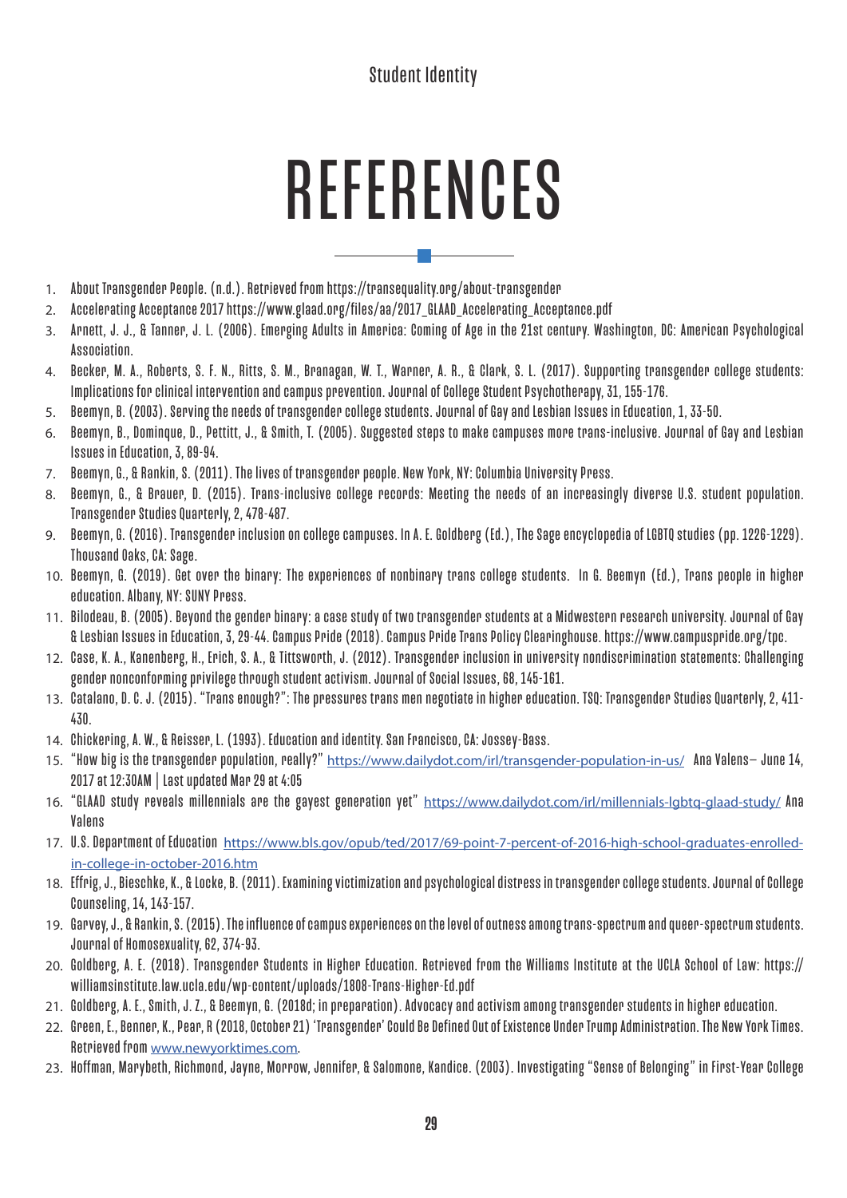# REFERENCES

1. About Transgender People. (n.d.). Retrieved from https://transequality.org/about-transgender
2. Accelerating Acceptance 2017 https://www.glaad.org/files/aa/2017_GLAAD_Accelerating_Acceptance.pdf
3. Arnett, J. J., & Tanner, J. L. (2006). Emerging Adults in America: Coming of Age in the 21st century. Washington, DC: American Psychological Association.
4. Becker, M. A., Roberts, S. F. N., Ritts, S. M., Branagan, W. T., Warner, A. R., & Clark, S. L. (2017). Supporting transgender college students: Implications for clinical intervention and campus prevention. Journal of College Student Psychotherapy, 31, 155-176.
5. Beemyn, B. (2003). Serving the needs of transgender college students. Journal of Gay and Lesbian Issues in Education, 1, 33-50.
6. Beemyn, B., Dominque, D., Pettitt, J., & Smith, T. (2005). Suggested steps to make campuses more trans-inclusive. Journal of Gay and Lesbian Issues in Education, 3, 89-94.
7. Beemyn, G., & Rankin, S. (2011). The lives of transgender people. New York, NY: Columbia University Press.
8. Beemyn, G., & Brauer, D. (2015). Trans-inclusive college records: Meeting the needs of an increasingly diverse U.S. student population. Transgender Studies Quarterly, 2, 478-487.
9. Beemyn, G. (2016). Transgender inclusion on college campuses. In A. E. Goldberg (Ed.), The Sage encyclopedia of LGBTQ studies (pp. 1226-1229). Thousand Oaks, CA: Sage.
10. Beemyn, G. (2019). Get over the binary: The experiences of nonbinary trans college students. In G. Beemyn (Ed.), Trans people in higher education. Albany, NY: SUNY Press.
11. Bilodeau, B. (2005). Beyond the gender binary: a case study of two transgender students at a Midwestern research university. Journal of Gay & Lesbian Issues in Education, 3, 29-44. Campus Pride (2018). Campus Pride Trans Policy Clearinghouse. https://www.campuspride.org/tpc.
12. Case, K. A., Kanenberg, H., Erich, S. A., & Tittsworth, J. (2012). Transgender inclusion in university nondiscrimination statements: Challenging gender nonconforming privilege through student activism. Journal of Social Issues, 68, 145-161.
13. Catalano, D. C. J. (2015). "Trans enough?": The pressures trans men negotiate in higher education. TSQ: Transgender Studies Quarterly, 2, 411-430.
14. Chickering, A. W., & Reisser, L. (1993). Education and identity. San Francisco, CA: Jossey-Bass.
15. "How big is the transgender population, really?" https://www.dailydot.com/irl/transgender-population-in-us/ Ana Valens– June 14, 2017 at 12:30AM | Last updated Mar 29 at 4:05
16. "GLAAD study reveals millennials are the gayest generation yet" https://www.dailydot.com/irl/millennials-lgbtq-glaad-study/ Ana Valens
17. U.S. Department of Education https://www.bls.gov/opub/ted/2017/69-point-7-percent-of-2016-high-school-graduates-enrolled-in-college-in-october-2016.htm
18. Effrig, J., Bieschke, K., & Locke, B. (2011). Examining victimization and psychological distress in transgender college students. Journal of College Counseling, 14, 143-157.
19. Garvey, J., & Rankin, S. (2015). The influence of campus experiences on the level of outness among trans-spectrum and queer-spectrum students. Journal of Homosexuality, 62, 374-93.
20. Goldberg, A. E. (2018). Transgender Students in Higher Education. Retrieved from the Williams Institute at the UCLA School of Law: https://williamsinstitute.law.ucla.edu/wp-content/uploads/1808-Trans-Higher-Ed.pdf
21. Goldberg, A. E., Smith, J. Z., & Beemyn, G. (2018d; in preparation). Advocacy and activism among transgender students in higher education.
22. Green, E., Benner, K., Pear, R (2018, October 21) 'Transgender' Could Be Defined Out of Existence Under Trump Administration. The New York Times. Retrieved from www.newyorktimes.com.
23. Hoffman, Marybeth, Richmond, Jayne, Morrow, Jennifer, & Salomone, Kandice. (2003). Investigating "Sense of Belonging" in First-Year College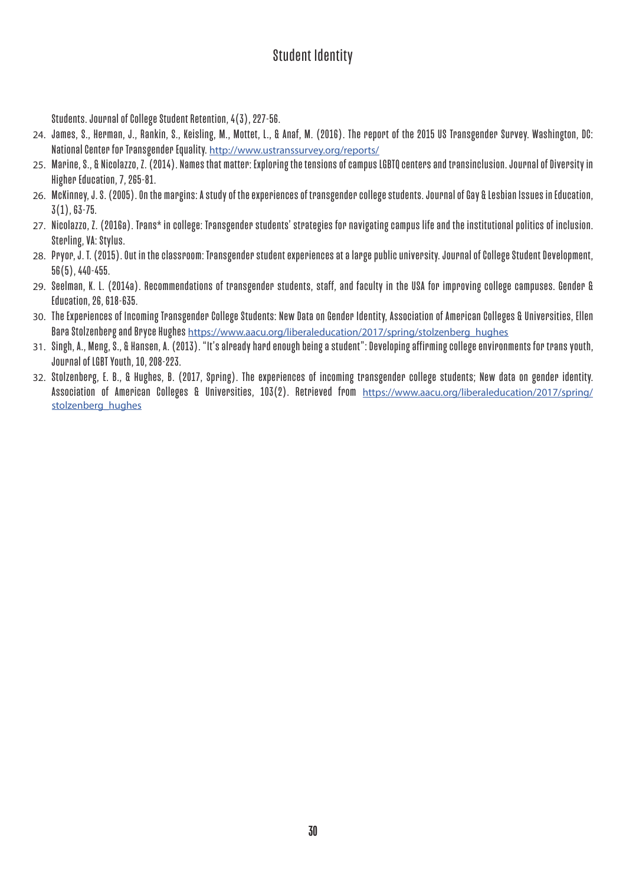Students. Journal of College Student Retention, 4(3), 227-56.

24. James, S., Herman, J., Rankin, S., Keisling, M., Mottet, L., & Anaf, M. (2016). The report of the 2015 US Transgender Survey. Washington, DC: National Center for Transgender Equality. http://www.ustranssurvey.org/reports/
25. Marine, S., & Nicolazzo, Z. (2014). Names that matter: Exploring the tensions of campus LGBTQ centers and transinclusion. Journal of Diversity in Higher Education, 7, 265-81.
26. McKinney, J. S. (2005). On the margins: A study of the experiences of transgender college students. Journal of Gay & Lesbian Issues in Education, 3(1), 63-75.
27. Nicolazzo, Z. (2016a). Trans* in college: Transgender students' strategies for navigating campus life and the institutional politics of inclusion. Sterling, VA: Stylus.
28. Pryor, J. T. (2015). Out in the classroom: Transgender student experiences at a large public university. Journal of College Student Development, 56(5), 440-455.
29. Seelman, K. L. (2014a). Recommendations of transgender students, staff, and faculty in the USA for improving college campuses. Gender & Education, 26, 618-635.
30. The Experiences of Incoming Transgender College Students: New Data on Gender Identity, Association of American Colleges & Universities, Ellen Bara Stolzenberg and Bryce Hughes https://www.aacu.org/liberaleducation/2017/spring/stolzenberg_hughes
31. Singh, A., Meng, S., & Hansen, A. (2013). "It's already hard enough being a student": Developing affirming college environments for trans youth, Journal of LGBT Youth, 10, 208-223.
32. Stolzenberg, E. B., & Hughes, B. (2017, Spring). The experiences of incoming transgender college students; New data on gender identity. Association of American Colleges & Universities, 103(2). Retrieved from https://www.aacu.org/liberaleducation/2017/spring/stolzenberg_hughes